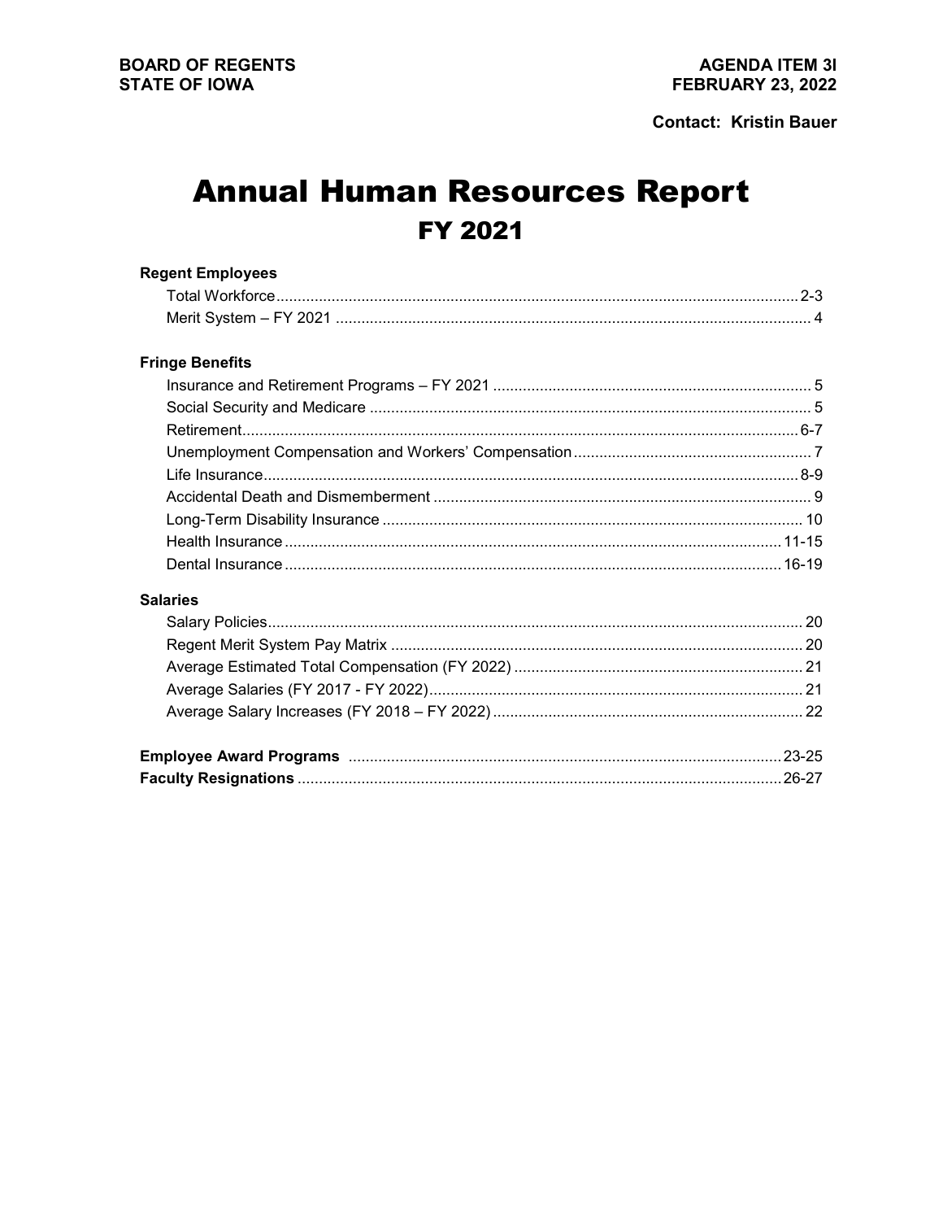**BOARD OF REGENTS**
**STATE OF IOWA**

**AGENDA ITEM 3I**
**FEBRUARY 23, 2022**

**Contact: Kristin Bauer**

# Annual Human Resources Report
## FY 2021

**Regent Employees**

- Total Workforce ........ 2-3
- Merit System – FY 2021 ........ 4

**Fringe Benefits**

- Insurance and Retirement Programs – FY 2021 ........ 5
- Social Security and Medicare ........ 5
- Retirement ........ 6-7
- Unemployment Compensation and Workers' Compensation ........ 7
- Life Insurance ........ 8-9
- Accidental Death and Dismemberment ........ 9
- Long-Term Disability Insurance ........ 10
- Health Insurance ........ 11-15
- Dental Insurance ........ 16-19

**Salaries**

- Salary Policies ........ 20
- Regent Merit System Pay Matrix ........ 20
- Average Estimated Total Compensation (FY 2022) ........ 21
- Average Salaries (FY 2017 - FY 2022) ........ 21
- Average Salary Increases (FY 2018 – FY 2022) ........ 22

**Employee Award Programs** ........ 23-25

**Faculty Resignations** ........ 26-27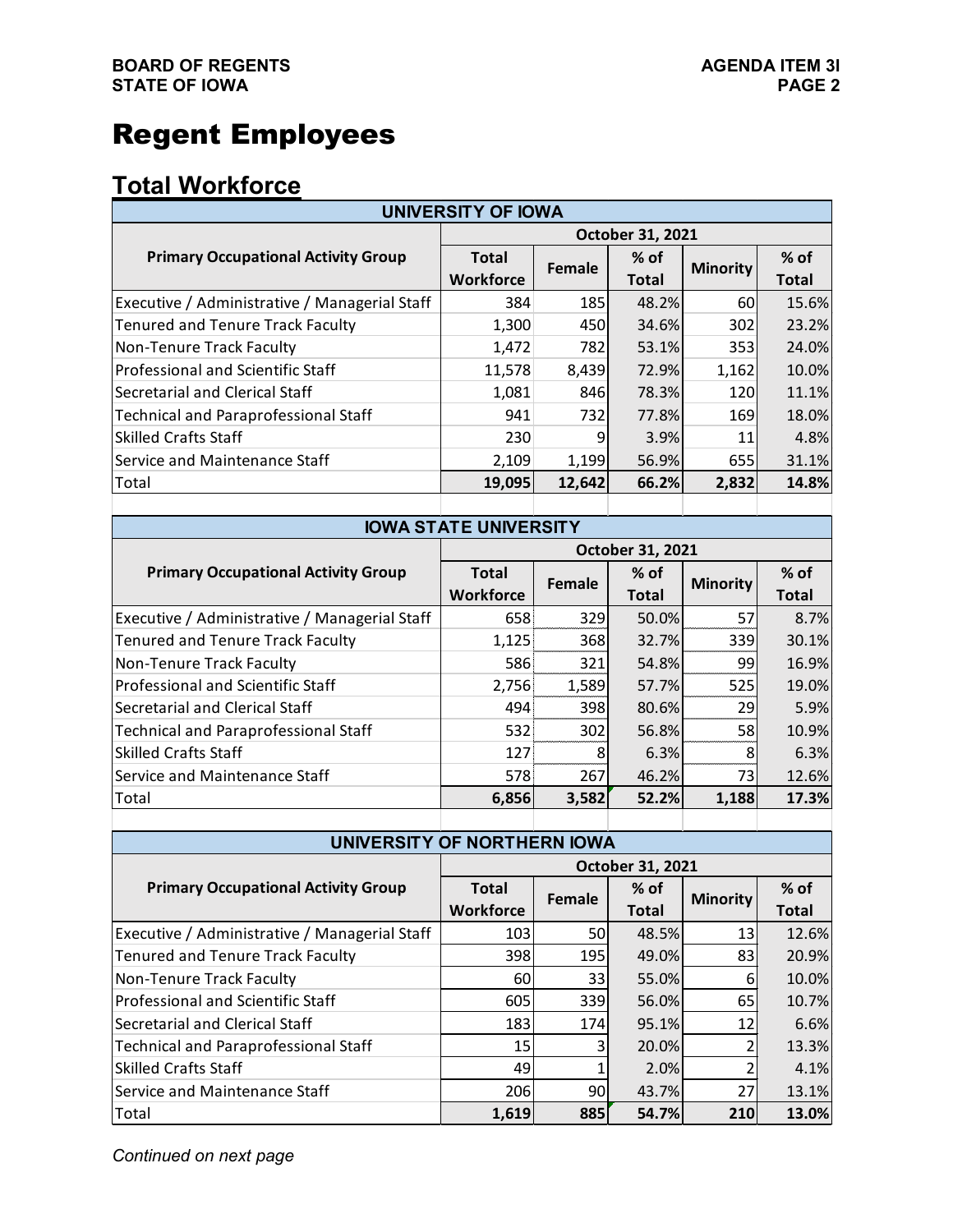# Regent Employees

## Total Workforce

| UNIVERSITY OF IOWA | | | | | |
|---|---|---|---|---|---|
| **Primary Occupational Activity Group** | **October 31, 2021** | | | | |
| | **Total Workforce** | **Female** | **% of Total** | **Minority** | **% of Total** |
| Executive / Administrative / Managerial Staff | 384 | 185 | 48.2% | 60 | 15.6% |
| Tenured and Tenure Track Faculty | 1,300 | 450 | 34.6% | 302 | 23.2% |
| Non-Tenure Track Faculty | 1,472 | 782 | 53.1% | 353 | 24.0% |
| Professional and Scientific Staff | 11,578 | 8,439 | 72.9% | 1,162 | 10.0% |
| Secretarial and Clerical Staff | 1,081 | 846 | 78.3% | 120 | 11.1% |
| Technical and Paraprofessional Staff | 941 | 732 | 77.8% | 169 | 18.0% |
| Skilled Crafts Staff | 230 | 9 | 3.9% | 11 | 4.8% |
| Service and Maintenance Staff | 2,109 | 1,199 | 56.9% | 655 | 31.1% |
| Total | **19,095** | **12,642** | **66.2%** | **2,832** | **14.8%** |

| IOWA STATE UNIVERSITY | | | | | |
|---|---|---|---|---|---|
| **Primary Occupational Activity Group** | **October 31, 2021** | | | | |
| | **Total Workforce** | **Female** | **% of Total** | **Minority** | **% of Total** |
| Executive / Administrative / Managerial Staff | 658 | 329 | 50.0% | 57 | 8.7% |
| Tenured and Tenure Track Faculty | 1,125 | 368 | 32.7% | 339 | 30.1% |
| Non-Tenure Track Faculty | 586 | 321 | 54.8% | 99 | 16.9% |
| Professional and Scientific Staff | 2,756 | 1,589 | 57.7% | 525 | 19.0% |
| Secretarial and Clerical Staff | 494 | 398 | 80.6% | 29 | 5.9% |
| Technical and Paraprofessional Staff | 532 | 302 | 56.8% | 58 | 10.9% |
| Skilled Crafts Staff | 127 | 8 | 6.3% | 8 | 6.3% |
| Service and Maintenance Staff | 578 | 267 | 46.2% | 73 | 12.6% |
| Total | **6,856** | **3,582** | **52.2%** | **1,188** | **17.3%** |

| UNIVERSITY OF NORTHERN IOWA | | | | | |
|---|---|---|---|---|---|
| **Primary Occupational Activity Group** | **October 31, 2021** | | | | |
| | **Total Workforce** | **Female** | **% of Total** | **Minority** | **% of Total** |
| Executive / Administrative / Managerial Staff | 103 | 50 | 48.5% | 13 | 12.6% |
| Tenured and Tenure Track Faculty | 398 | 195 | 49.0% | 83 | 20.9% |
| Non-Tenure Track Faculty | 60 | 33 | 55.0% | 6 | 10.0% |
| Professional and Scientific Staff | 605 | 339 | 56.0% | 65 | 10.7% |
| Secretarial and Clerical Staff | 183 | 174 | 95.1% | 12 | 6.6% |
| Technical and Paraprofessional Staff | 15 | 3 | 20.0% | 2 | 13.3% |
| Skilled Crafts Staff | 49 | 1 | 2.0% | 2 | 4.1% |
| Service and Maintenance Staff | 206 | 90 | 43.7% | 27 | 13.1% |
| Total | **1,619** | **885** | **54.7%** | **210** | **13.0%** |

*Continued on next page*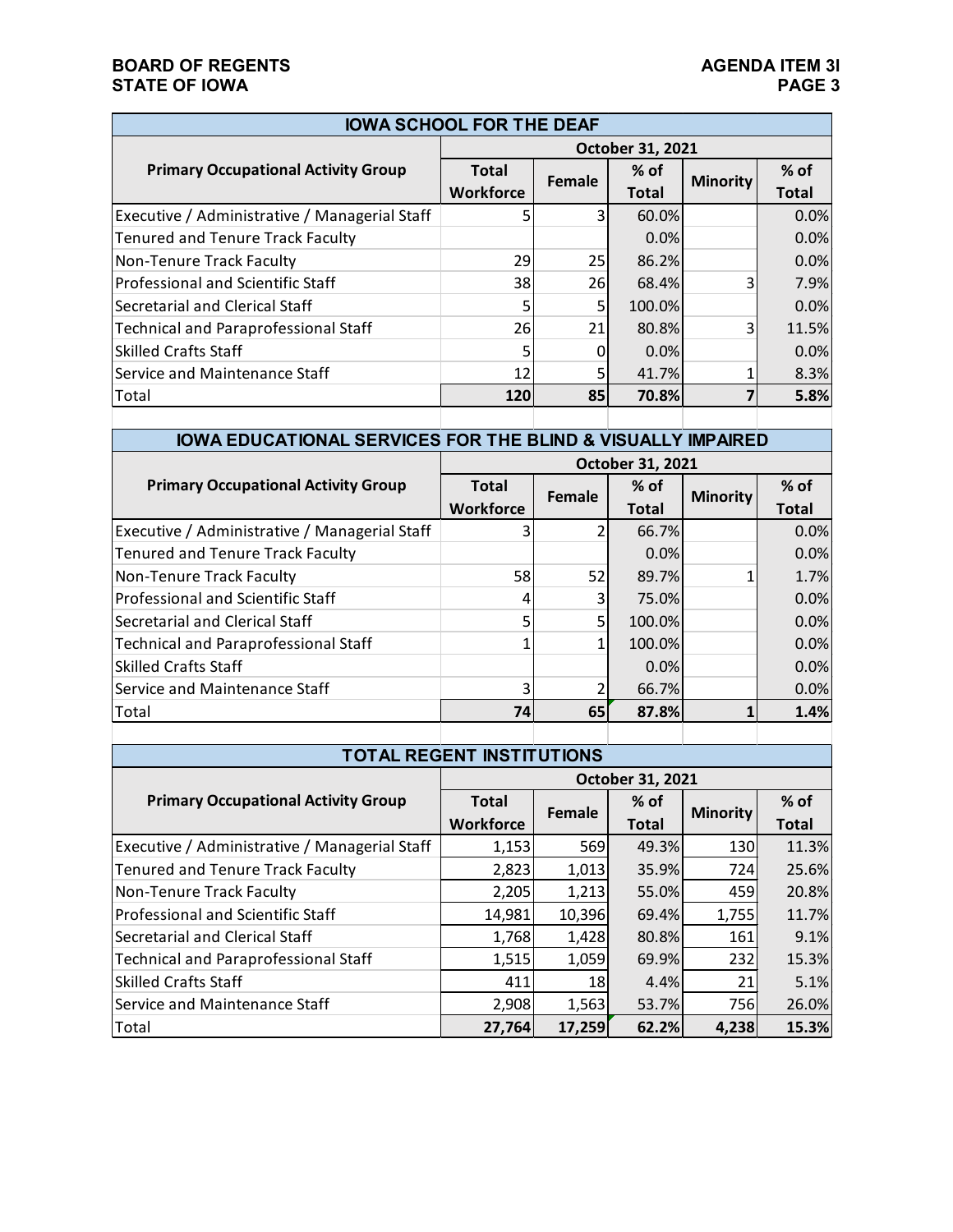## IOWA SCHOOL FOR THE DEAF

| Primary Occupational Activity Group | October 31, 2021 | | | | |
|---|---|---|---|---|---|
| | Total Workforce | Female | % of Total | Minority | % of Total |
| Executive / Administrative / Managerial Staff | 5 | 3 | 60.0% | | 0.0% |
| Tenured and Tenure Track Faculty | | | 0.0% | | 0.0% |
| Non-Tenure Track Faculty | 29 | 25 | 86.2% | | 0.0% |
| Professional and Scientific Staff | 38 | 26 | 68.4% | 3 | 7.9% |
| Secretarial and Clerical Staff | 5 | 5 | 100.0% | | 0.0% |
| Technical and Paraprofessional Staff | 26 | 21 | 80.8% | 3 | 11.5% |
| Skilled Crafts Staff | 5 | 0 | 0.0% | | 0.0% |
| Service and Maintenance Staff | 12 | 5 | 41.7% | 1 | 8.3% |
| Total | **120** | **85** | **70.8%** | **7** | **5.8%** |

## IOWA EDUCATIONAL SERVICES FOR THE BLIND & VISUALLY IMPAIRED

| Primary Occupational Activity Group | October 31, 2021 | | | | |
|---|---|---|---|---|---|
| | Total Workforce | Female | % of Total | Minority | % of Total |
| Executive / Administrative / Managerial Staff | 3 | 2 | 66.7% | | 0.0% |
| Tenured and Tenure Track Faculty | | | 0.0% | | 0.0% |
| Non-Tenure Track Faculty | 58 | 52 | 89.7% | 1 | 1.7% |
| Professional and Scientific Staff | 4 | 3 | 75.0% | | 0.0% |
| Secretarial and Clerical Staff | 5 | 5 | 100.0% | | 0.0% |
| Technical and Paraprofessional Staff | 1 | 1 | 100.0% | | 0.0% |
| Skilled Crafts Staff | | | 0.0% | | 0.0% |
| Service and Maintenance Staff | 3 | 2 | 66.7% | | 0.0% |
| Total | **74** | **65** | **87.8%** | **1** | **1.4%** |

## TOTAL REGENT INSTITUTIONS

| Primary Occupational Activity Group | October 31, 2021 | | | | |
|---|---|---|---|---|---|
| | Total Workforce | Female | % of Total | Minority | % of Total |
| Executive / Administrative / Managerial Staff | 1,153 | 569 | 49.3% | 130 | 11.3% |
| Tenured and Tenure Track Faculty | 2,823 | 1,013 | 35.9% | 724 | 25.6% |
| Non-Tenure Track Faculty | 2,205 | 1,213 | 55.0% | 459 | 20.8% |
| Professional and Scientific Staff | 14,981 | 10,396 | 69.4% | 1,755 | 11.7% |
| Secretarial and Clerical Staff | 1,768 | 1,428 | 80.8% | 161 | 9.1% |
| Technical and Paraprofessional Staff | 1,515 | 1,059 | 69.9% | 232 | 15.3% |
| Skilled Crafts Staff | 411 | 18 | 4.4% | 21 | 5.1% |
| Service and Maintenance Staff | 2,908 | 1,563 | 53.7% | 756 | 26.0% |
| Total | **27,764** | **17,259** | **62.2%** | **4,238** | **15.3%** |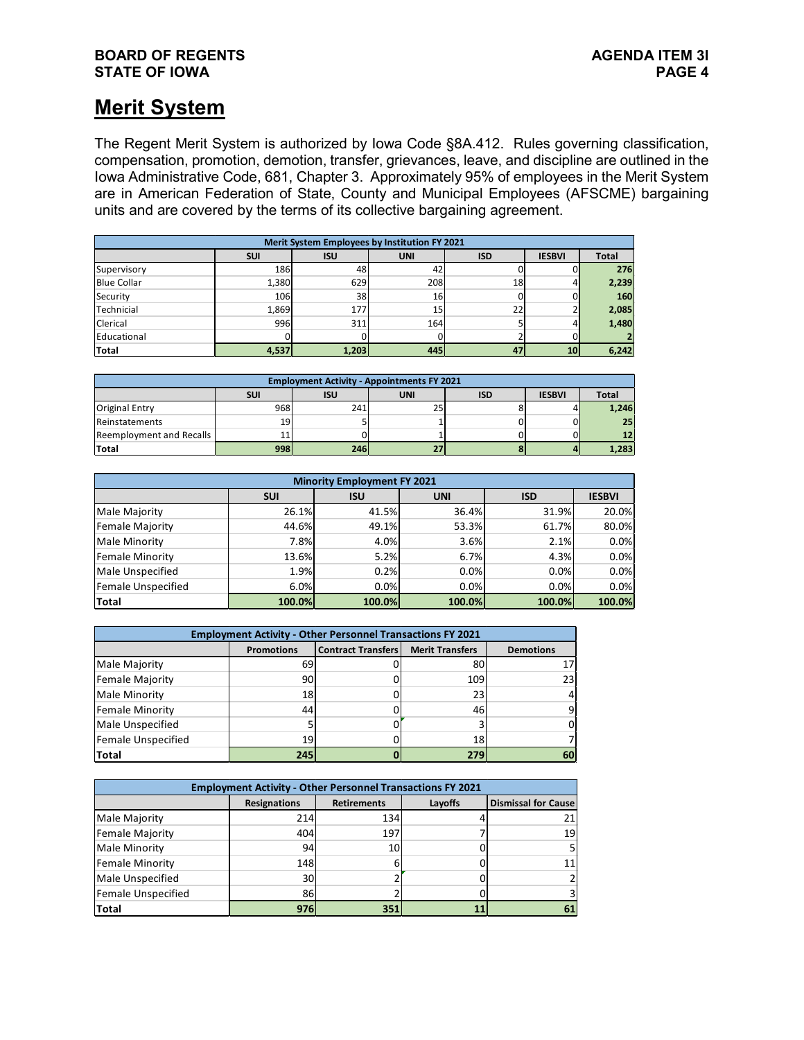# Merit System

The Regent Merit System is authorized by Iowa Code §8A.412. Rules governing classification, compensation, promotion, demotion, transfer, grievances, leave, and discipline are outlined in the Iowa Administrative Code, 681, Chapter 3. Approximately 95% of employees in the Merit System are in American Federation of State, County and Municipal Employees (AFSCME) bargaining units and are covered by the terms of its collective bargaining agreement.

| Merit System Employees by Institution FY 2021 | | | | | | |
|---|---|---|---|---|---|---|
| | SUI | ISU | UNI | ISD | IESBVI | Total |
| Supervisory | 186 | 48 | 42 | 0 | 0 | 276 |
| Blue Collar | 1,380 | 629 | 208 | 18 | 4 | 2,239 |
| Security | 106 | 38 | 16 | 0 | 0 | 160 |
| Technicial | 1,869 | 177 | 15 | 22 | 2 | 2,085 |
| Clerical | 996 | 311 | 164 | 5 | 4 | 1,480 |
| Educational | 0 | 0 | 0 | 2 | 0 | 2 |
| Total | 4,537 | 1,203 | 445 | 47 | 10 | 6,242 |

| Employment Activity - Appointments FY 2021 | | | | | | |
|---|---|---|---|---|---|---|
| | SUI | ISU | UNI | ISD | IESBVI | Total |
| Original Entry | 968 | 241 | 25 | 8 | 4 | 1,246 |
| Reinstatements | 19 | 5 | 1 | 0 | 0 | 25 |
| Reemployment and Recalls | 11 | 0 | 1 | 0 | 0 | 12 |
| Total | 998 | 246 | 27 | 8 | 4 | 1,283 |

| Minority Employment FY 2021 | | | | | |
|---|---|---|---|---|---|
| | SUI | ISU | UNI | ISD | IESBVI |
| Male Majority | 26.1% | 41.5% | 36.4% | 31.9% | 20.0% |
| Female Majority | 44.6% | 49.1% | 53.3% | 61.7% | 80.0% |
| Male Minority | 7.8% | 4.0% | 3.6% | 2.1% | 0.0% |
| Female Minority | 13.6% | 5.2% | 6.7% | 4.3% | 0.0% |
| Male Unspecified | 1.9% | 0.2% | 0.0% | 0.0% | 0.0% |
| Female Unspecified | 6.0% | 0.0% | 0.0% | 0.0% | 0.0% |
| Total | 100.0% | 100.0% | 100.0% | 100.0% | 100.0% |

| Employment Activity - Other Personnel Transactions FY 2021 | | | | |
|---|---|---|---|---|
| | Promotions | Contract Transfers | Merit Transfers | Demotions |
| Male Majority | 69 | 0 | 80 | 17 |
| Female Majority | 90 | 0 | 109 | 23 |
| Male Minority | 18 | 0 | 23 | 4 |
| Female Minority | 44 | 0 | 46 | 9 |
| Male Unspecified | 5 | 0 | 3 | 0 |
| Female Unspecified | 19 | 0 | 18 | 7 |
| Total | 245 | 0 | 279 | 60 |

| Employment Activity - Other Personnel Transactions FY 2021 | | | | |
|---|---|---|---|---|
| | Resignations | Retirements | Layoffs | Dismissal for Cause |
| Male Majority | 214 | 134 | 4 | 21 |
| Female Majority | 404 | 197 | 7 | 19 |
| Male Minority | 94 | 10 | 0 | 5 |
| Female Minority | 148 | 6 | 0 | 11 |
| Male Unspecified | 30 | 2 | 0 | 2 |
| Female Unspecified | 86 | 2 | 0 | 3 |
| Total | 976 | 351 | 11 | 61 |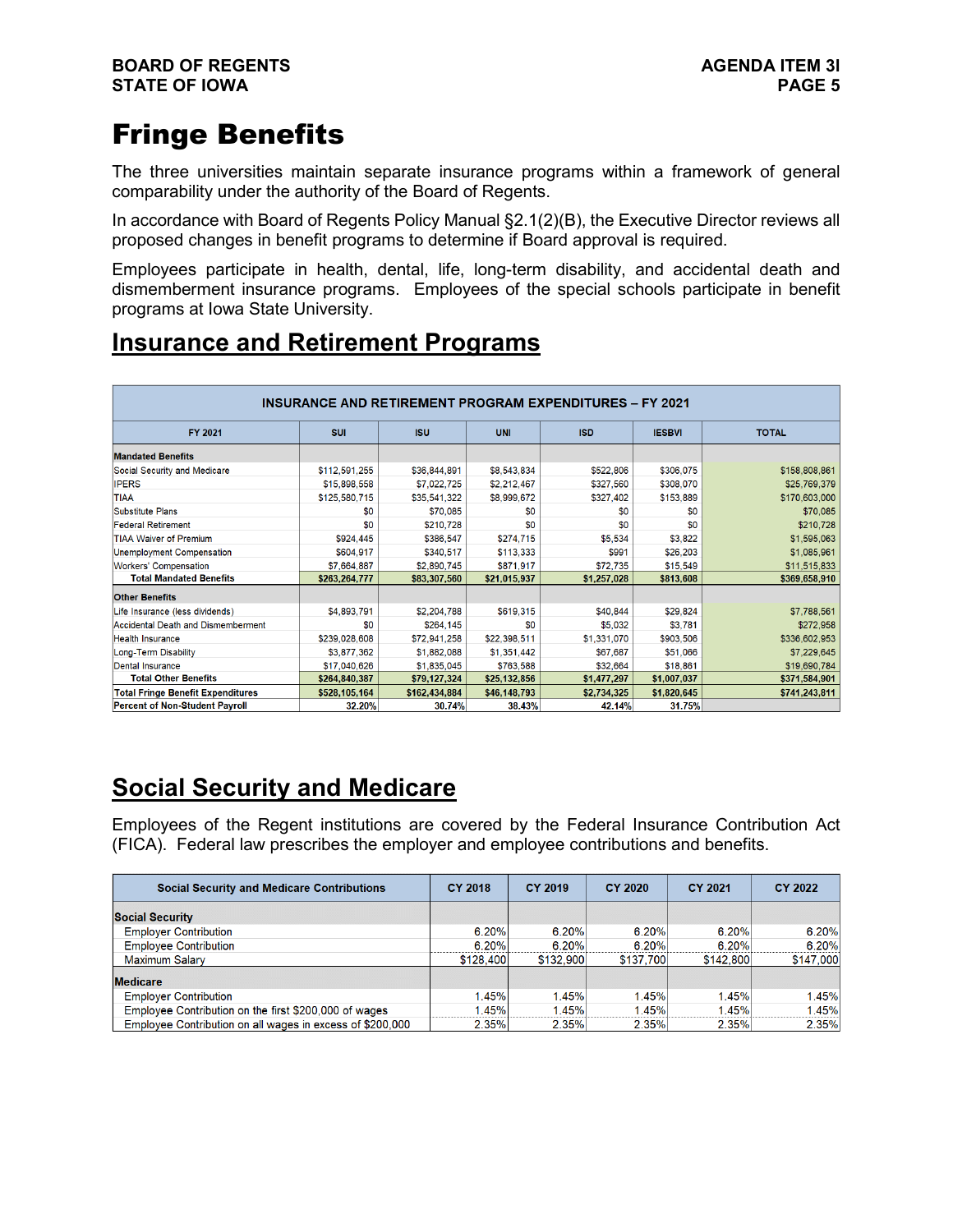# Fringe Benefits

The three universities maintain separate insurance programs within a framework of general comparability under the authority of the Board of Regents.

In accordance with Board of Regents Policy Manual §2.1(2)(B), the Executive Director reviews all proposed changes in benefit programs to determine if Board approval is required.

Employees participate in health, dental, life, long-term disability, and accidental death and dismemberment insurance programs. Employees of the special schools participate in benefit programs at Iowa State University.

## Insurance and Retirement Programs

**INSURANCE AND RETIREMENT PROGRAM EXPENDITURES – FY 2021**

| FY 2021 | SUI | ISU | UNI | ISD | IESBVI | TOTAL |
|---|---|---|---|---|---|---|
| **Mandated Benefits** | | | | | | |
| Social Security and Medicare | $112,591,255 | $36,844,891 | $8,543,834 | $522,806 | $306,075 | $158,808,861 |
| IPERS | $15,898,558 | $7,022,725 | $2,212,467 | $327,560 | $308,070 | $25,769,379 |
| TIAA | $125,580,715 | $35,541,322 | $8,999,672 | $327,402 | $153,889 | $170,603,000 |
| Substitute Plans | $0 | $70,085 | $0 | $0 | $0 | $70,085 |
| Federal Retirement | $0 | $210,728 | $0 | $0 | $0 | $210,728 |
| TIAA Waiver of Premium | $924,445 | $386,547 | $274,715 | $5,534 | $3,822 | $1,595,063 |
| Unemployment Compensation | $604,917 | $340,517 | $113,333 | $991 | $26,203 | $1,085,961 |
| Workers' Compensation | $7,664,887 | $2,890,745 | $871,917 | $72,735 | $15,549 | $11,515,833 |
| **Total Mandated Benefits** | **$263,264,777** | **$83,307,560** | **$21,015,937** | **$1,257,028** | **$813,608** | **$369,658,910** |
| **Other Benefits** | | | | | | |
| Life Insurance (less dividends) | $4,893,791 | $2,204,788 | $619,315 | $40,844 | $29,824 | $7,788,561 |
| Accidental Death and Dismemberment | $0 | $264,145 | $0 | $5,032 | $3,781 | $272,958 |
| Health Insurance | $239,028,608 | $72,941,258 | $22,398,511 | $1,331,070 | $903,506 | $336,602,953 |
| Long-Term Disability | $3,877,362 | $1,882,088 | $1,351,442 | $67,687 | $51,066 | $7,229,645 |
| Dental Insurance | $17,040,626 | $1,835,045 | $763,588 | $32,664 | $18,861 | $19,690,784 |
| **Total Other Benefits** | **$264,840,387** | **$79,127,324** | **$25,132,856** | **$1,477,297** | **$1,007,037** | **$371,584,901** |
| **Total Fringe Benefit Expenditures** | **$528,105,164** | **$162,434,884** | **$46,148,793** | **$2,734,325** | **$1,820,645** | **$741,243,811** |
| **Percent of Non-Student Payroll** | **32.20%** | **30.74%** | **38.43%** | **42.14%** | **31.75%** | |

## Social Security and Medicare

Employees of the Regent institutions are covered by the Federal Insurance Contribution Act (FICA). Federal law prescribes the employer and employee contributions and benefits.

| Social Security and Medicare Contributions | CY 2018 | CY 2019 | CY 2020 | CY 2021 | CY 2022 |
|---|---|---|---|---|---|
| **Social Security** | | | | | |
| Employer Contribution | 6.20% | 6.20% | 6.20% | 6.20% | 6.20% |
| Employee Contribution | 6.20% | 6.20% | 6.20% | 6.20% | 6.20% |
| Maximum Salary | $128,400 | $132,900 | $137,700 | $142,800 | $147,000 |
| **Medicare** | | | | | |
| Employer Contribution | 1.45% | 1.45% | 1.45% | 1.45% | 1.45% |
| Employee Contribution on the first $200,000 of wages | 1.45% | 1.45% | 1.45% | 1.45% | 1.45% |
| Employee Contribution on all wages in excess of $200,000 | 2.35% | 2.35% | 2.35% | 2.35% | 2.35% |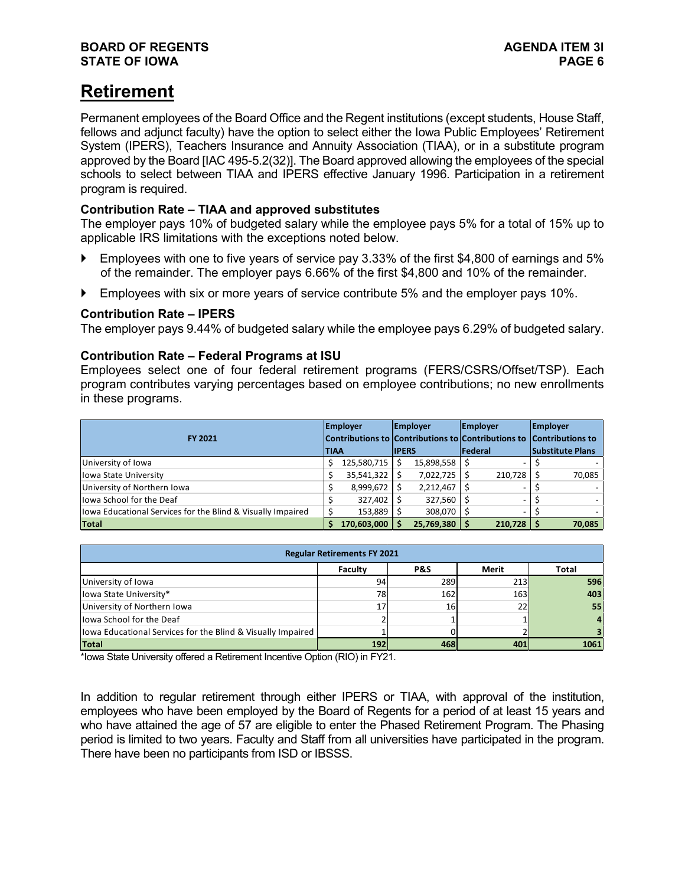# Retirement

Permanent employees of the Board Office and the Regent institutions (except students, House Staff, fellows and adjunct faculty) have the option to select either the Iowa Public Employees' Retirement System (IPERS), Teachers Insurance and Annuity Association (TIAA), or in a substitute program approved by the Board [IAC 495-5.2(32)]. The Board approved allowing the employees of the special schools to select between TIAA and IPERS effective January 1996. Participation in a retirement program is required.

### Contribution Rate – TIAA and approved substitutes

The employer pays 10% of budgeted salary while the employee pays 5% for a total of 15% up to applicable IRS limitations with the exceptions noted below.

- Employees with one to five years of service pay 3.33% of the first $4,800 of earnings and 5% of the remainder. The employer pays 6.66% of the first $4,800 and 10% of the remainder.
- Employees with six or more years of service contribute 5% and the employer pays 10%.

### Contribution Rate – IPERS

The employer pays 9.44% of budgeted salary while the employee pays 6.29% of budgeted salary.

### Contribution Rate – Federal Programs at ISU

Employees select one of four federal retirement programs (FERS/CSRS/Offset/TSP). Each program contributes varying percentages based on employee contributions; no new enrollments in these programs.

| FY 2021 | Employer Contributions to TIAA | Employer Contributions to IPERS | Employer Contributions to Federal | Employer Contributions to Substitute Plans |
|---|---|---|---|---|
| University of Iowa | $ 125,580,715 | $ 15,898,558 | $ - | $ - |
| Iowa State University | $ 35,541,322 | $ 7,022,725 | $ 210,728 | $ 70,085 |
| University of Northern Iowa | $ 8,999,672 | $ 2,212,467 | $ - | $ - |
| Iowa School for the Deaf | $ 327,402 | $ 327,560 | $ - | $ - |
| Iowa Educational Services for the Blind & Visually Impaired | $ 153,889 | $ 308,070 | $ - | $ - |
| **Total** | **$ 170,603,000** | **$ 25,769,380** | **$ 210,728** | **$ 70,085** |

| Regular Retirements FY 2021 | | | | |
|---|---|---|---|---|
| | Faculty | P&S | Merit | Total |
| University of Iowa | 94 | 289 | 213 | **596** |
| Iowa State University* | 78 | 162 | 163 | **403** |
| University of Northern Iowa | 17 | 16 | 22 | **55** |
| Iowa School for the Deaf | 2 | 1 | 1 | **4** |
| Iowa Educational Services for the Blind & Visually Impaired | 1 | 0 | 2 | **3** |
| **Total** | **192** | **468** | **401** | **1061** |

*Iowa State University offered a Retirement Incentive Option (RIO) in FY21.

In addition to regular retirement through either IPERS or TIAA, with approval of the institution, employees who have been employed by the Board of Regents for a period of at least 15 years and who have attained the age of 57 are eligible to enter the Phased Retirement Program. The Phasing period is limited to two years. Faculty and Staff from all universities have participated in the program. There have been no participants from ISD or IBSSS.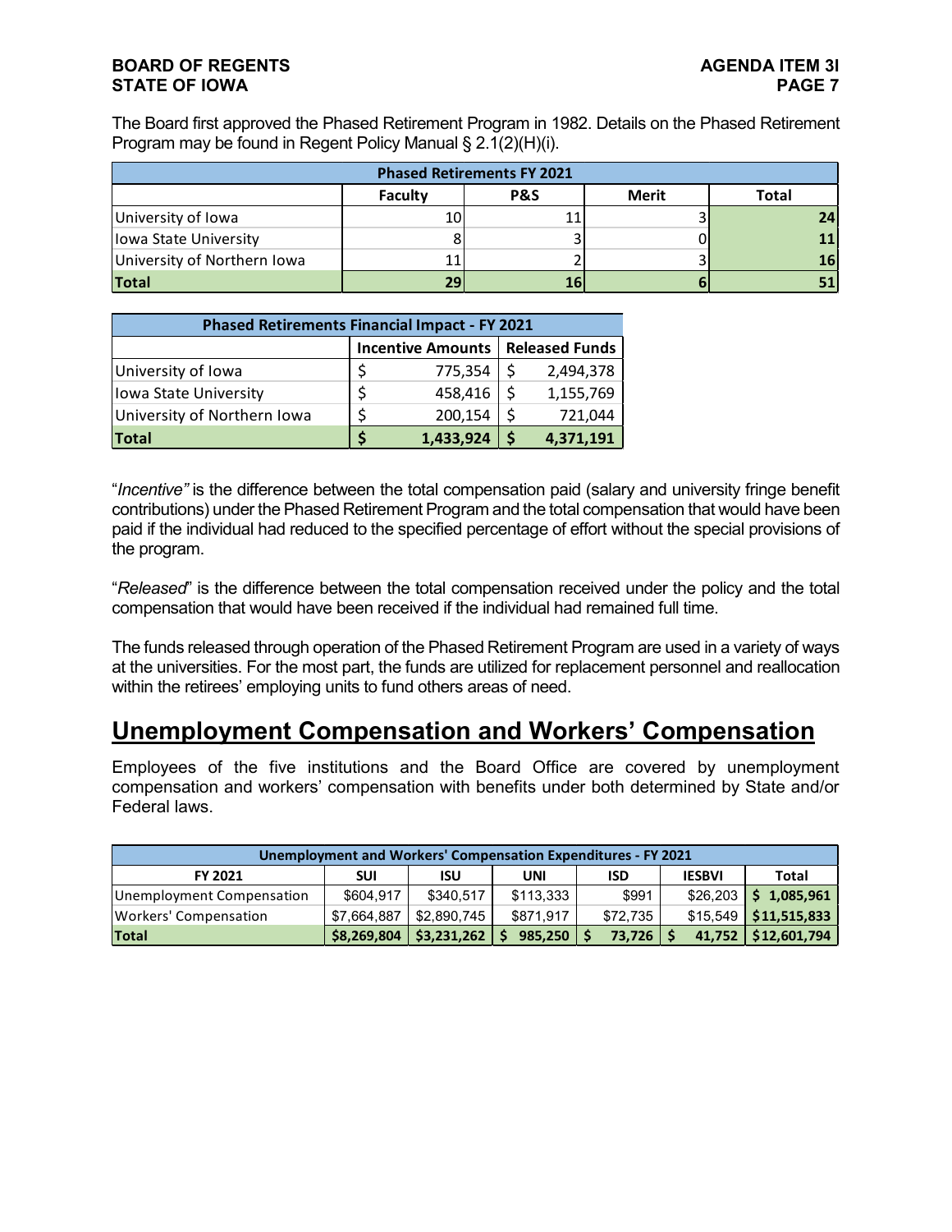The Board first approved the Phased Retirement Program in 1982. Details on the Phased Retirement Program may be found in Regent Policy Manual § 2.1(2)(H)(i).

| Phased Retirements FY 2021 | | | | |
|---|---|---|---|---|
| | Faculty | P&S | Merit | Total |
| University of Iowa | 10 | 11 | 3 | **24** |
| Iowa State University | 8 | 3 | 0 | **11** |
| University of Northern Iowa | 11 | 2 | 3 | **16** |
| **Total** | **29** | **16** | **6** | **51** |

| Phased Retirements Financial Impact - FY 2021 | | |
|---|---|---|
| | Incentive Amounts | Released Funds |
| University of Iowa | $ 775,354 | $ 2,494,378 |
| Iowa State University | $ 458,416 | $ 1,155,769 |
| University of Northern Iowa | $ 200,154 | $ 721,044 |
| **Total** | **$ 1,433,924** | **$ 4,371,191** |

"*Incentive"* is the difference between the total compensation paid (salary and university fringe benefit contributions) under the Phased Retirement Program and the total compensation that would have been paid if the individual had reduced to the specified percentage of effort without the special provisions of the program.

"*Released*" is the difference between the total compensation received under the policy and the total compensation that would have been received if the individual had remained full time.

The funds released through operation of the Phased Retirement Program are used in a variety of ways at the universities. For the most part, the funds are utilized for replacement personnel and reallocation within the retirees' employing units to fund others areas of need.

## Unemployment Compensation and Workers' Compensation

Employees of the five institutions and the Board Office are covered by unemployment compensation and workers' compensation with benefits under both determined by State and/or Federal laws.

| Unemployment and Workers' Compensation Expenditures - FY 2021 | | | | | | |
|---|---|---|---|---|---|---|
| FY 2021 | SUI | ISU | UNI | ISD | IESBVI | Total |
| Unemployment Compensation | $604,917 | $340,517 | $113,333 | $991 | $26,203 | **$ 1,085,961** |
| Workers' Compensation | $7,664,887 | $2,890,745 | $871,917 | $72,735 | $15,549 | **$11,515,833** |
| **Total** | **$8,269,804** | **$3,231,262** | **$ 985,250** | **$ 73,726** | **$ 41,752** | **$12,601,794** |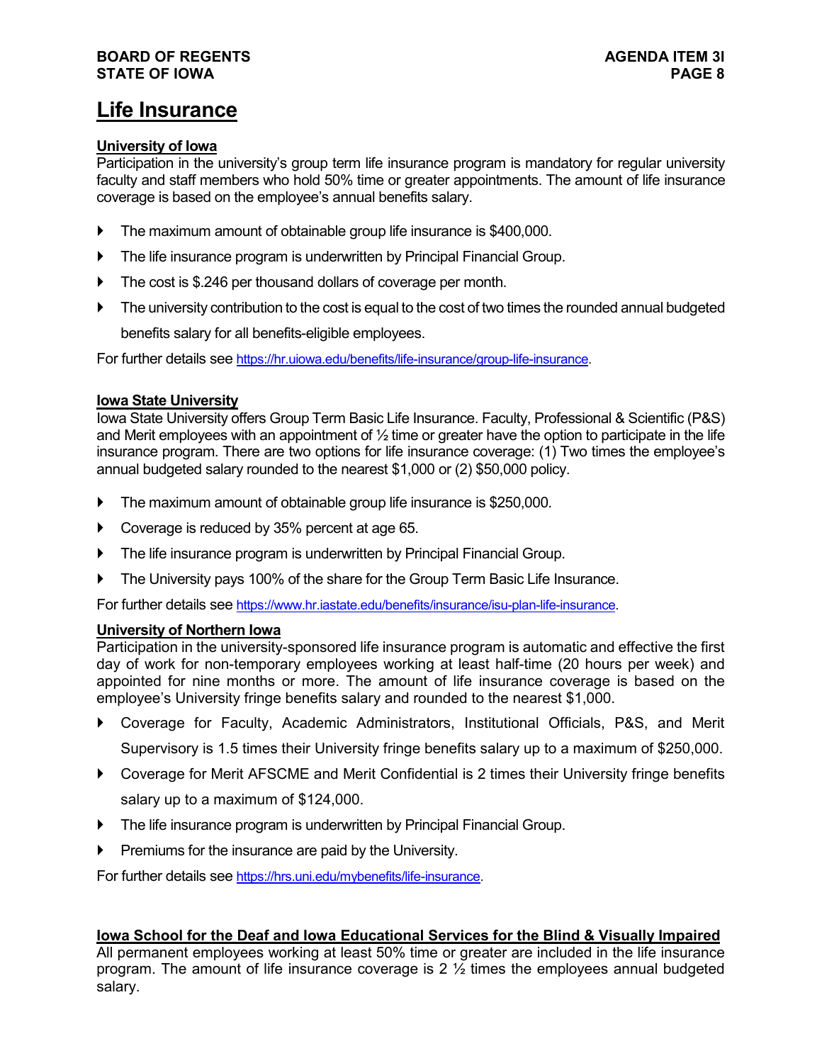# Life Insurance

## University of Iowa

Participation in the university's group term life insurance program is mandatory for regular university faculty and staff members who hold 50% time or greater appointments. The amount of life insurance coverage is based on the employee's annual benefits salary.

- The maximum amount of obtainable group life insurance is $400,000.
- The life insurance program is underwritten by Principal Financial Group.
- The cost is $.246 per thousand dollars of coverage per month.
- The university contribution to the cost is equal to the cost of two times the rounded annual budgeted benefits salary for all benefits-eligible employees.

For further details see https://hr.uiowa.edu/benefits/life-insurance/group-life-insurance.

## Iowa State University

Iowa State University offers Group Term Basic Life Insurance. Faculty, Professional & Scientific (P&S) and Merit employees with an appointment of ½ time or greater have the option to participate in the life insurance program. There are two options for life insurance coverage: (1) Two times the employee's annual budgeted salary rounded to the nearest $1,000 or (2) $50,000 policy.

- The maximum amount of obtainable group life insurance is $250,000.
- Coverage is reduced by 35% percent at age 65.
- The life insurance program is underwritten by Principal Financial Group.
- The University pays 100% of the share for the Group Term Basic Life Insurance.

For further details see https://www.hr.iastate.edu/benefits/insurance/isu-plan-life-insurance.

## University of Northern Iowa

Participation in the university-sponsored life insurance program is automatic and effective the first day of work for non-temporary employees working at least half-time (20 hours per week) and appointed for nine months or more. The amount of life insurance coverage is based on the employee's University fringe benefits salary and rounded to the nearest $1,000.

- Coverage for Faculty, Academic Administrators, Institutional Officials, P&S, and Merit Supervisory is 1.5 times their University fringe benefits salary up to a maximum of $250,000.
- Coverage for Merit AFSCME and Merit Confidential is 2 times their University fringe benefits salary up to a maximum of $124,000.
- The life insurance program is underwritten by Principal Financial Group.
- Premiums for the insurance are paid by the University.

For further details see https://hrs.uni.edu/mybenefits/life-insurance.

## Iowa School for the Deaf and Iowa Educational Services for the Blind & Visually Impaired

All permanent employees working at least 50% time or greater are included in the life insurance program. The amount of life insurance coverage is 2 ½ times the employees annual budgeted salary.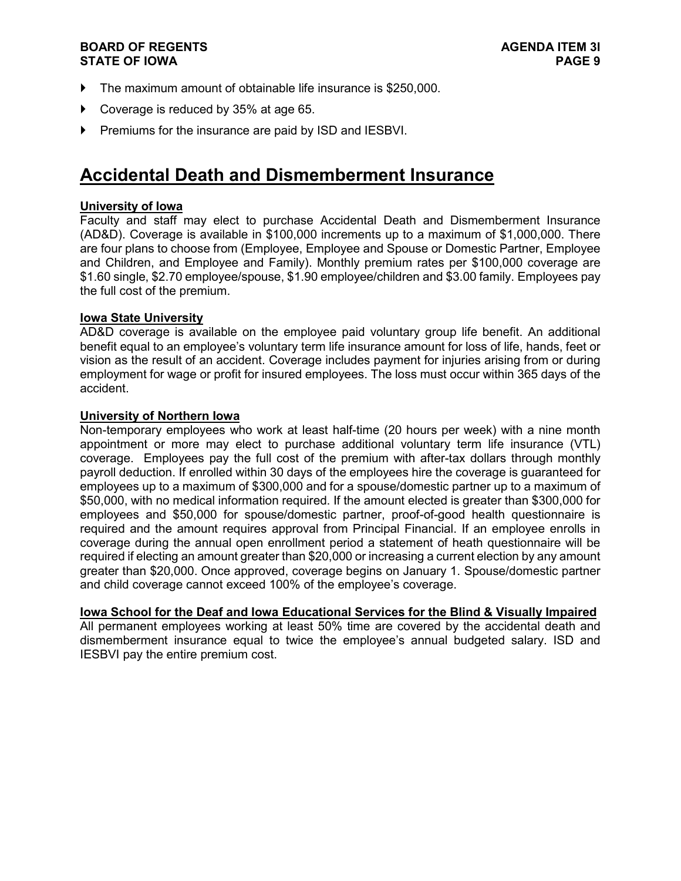- The maximum amount of obtainable life insurance is $250,000.
- Coverage is reduced by 35% at age 65.
- Premiums for the insurance are paid by ISD and IESBVI.

## Accidental Death and Dismemberment Insurance

**University of Iowa**

Faculty and staff may elect to purchase Accidental Death and Dismemberment Insurance (AD&D). Coverage is available in $100,000 increments up to a maximum of $1,000,000. There are four plans to choose from (Employee, Employee and Spouse or Domestic Partner, Employee and Children, and Employee and Family). Monthly premium rates per $100,000 coverage are $1.60 single, $2.70 employee/spouse, $1.90 employee/children and $3.00 family. Employees pay the full cost of the premium.

**Iowa State University**

AD&D coverage is available on the employee paid voluntary group life benefit. An additional benefit equal to an employee's voluntary term life insurance amount for loss of life, hands, feet or vision as the result of an accident. Coverage includes payment for injuries arising from or during employment for wage or profit for insured employees. The loss must occur within 365 days of the accident.

**University of Northern Iowa**

Non-temporary employees who work at least half-time (20 hours per week) with a nine month appointment or more may elect to purchase additional voluntary term life insurance (VTL) coverage. Employees pay the full cost of the premium with after-tax dollars through monthly payroll deduction. If enrolled within 30 days of the employees hire the coverage is guaranteed for employees up to a maximum of $300,000 and for a spouse/domestic partner up to a maximum of $50,000, with no medical information required. If the amount elected is greater than $300,000 for employees and $50,000 for spouse/domestic partner, proof-of-good health questionnaire is required and the amount requires approval from Principal Financial. If an employee enrolls in coverage during the annual open enrollment period a statement of heath questionnaire will be required if electing an amount greater than $20,000 or increasing a current election by any amount greater than $20,000. Once approved, coverage begins on January 1. Spouse/domestic partner and child coverage cannot exceed 100% of the employee's coverage.

**Iowa School for the Deaf and Iowa Educational Services for the Blind & Visually Impaired**

All permanent employees working at least 50% time are covered by the accidental death and dismemberment insurance equal to twice the employee's annual budgeted salary. ISD and IESBVI pay the entire premium cost.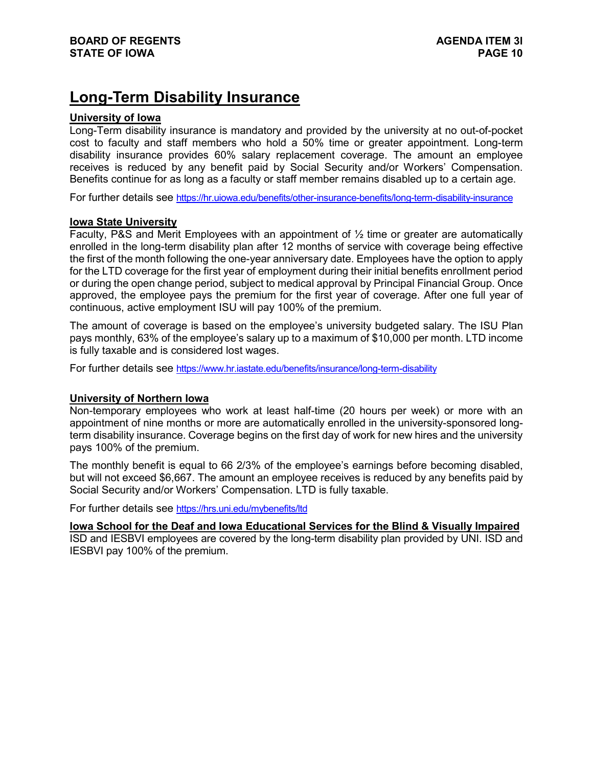# Long-Term Disability Insurance

## University of Iowa

Long-Term disability insurance is mandatory and provided by the university at no out-of-pocket cost to faculty and staff members who hold a 50% time or greater appointment. Long-term disability insurance provides 60% salary replacement coverage. The amount an employee receives is reduced by any benefit paid by Social Security and/or Workers' Compensation. Benefits continue for as long as a faculty or staff member remains disabled up to a certain age.

For further details see https://hr.uiowa.edu/benefits/other-insurance-benefits/long-term-disability-insurance

## Iowa State University

Faculty, P&S and Merit Employees with an appointment of ½ time or greater are automatically enrolled in the long-term disability plan after 12 months of service with coverage being effective the first of the month following the one-year anniversary date. Employees have the option to apply for the LTD coverage for the first year of employment during their initial benefits enrollment period or during the open change period, subject to medical approval by Principal Financial Group. Once approved, the employee pays the premium for the first year of coverage. After one full year of continuous, active employment ISU will pay 100% of the premium.

The amount of coverage is based on the employee's university budgeted salary. The ISU Plan pays monthly, 63% of the employee's salary up to a maximum of $10,000 per month. LTD income is fully taxable and is considered lost wages.

For further details see https://www.hr.iastate.edu/benefits/insurance/long-term-disability

## University of Northern Iowa

Non-temporary employees who work at least half-time (20 hours per week) or more with an appointment of nine months or more are automatically enrolled in the university-sponsored long-term disability insurance. Coverage begins on the first day of work for new hires and the university pays 100% of the premium.

The monthly benefit is equal to 66 2/3% of the employee's earnings before becoming disabled, but will not exceed $6,667. The amount an employee receives is reduced by any benefits paid by Social Security and/or Workers' Compensation. LTD is fully taxable.

For further details see https://hrs.uni.edu/mybenefits/ltd

## Iowa School for the Deaf and Iowa Educational Services for the Blind & Visually Impaired

ISD and IESBVI employees are covered by the long-term disability plan provided by UNI. ISD and IESBVI pay 100% of the premium.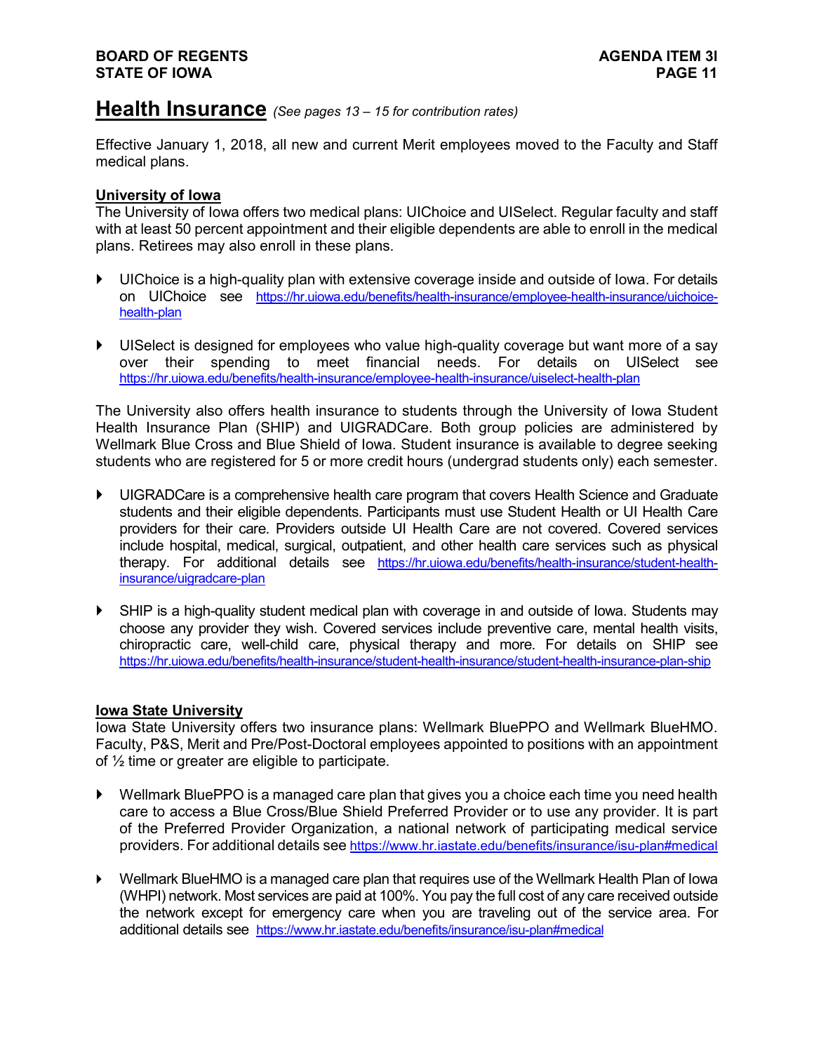# Health Insurance *(See pages 13 – 15 for contribution rates)*

Effective January 1, 2018, all new and current Merit employees moved to the Faculty and Staff medical plans.

## University of Iowa

The University of Iowa offers two medical plans: UIChoice and UISelect. Regular faculty and staff with at least 50 percent appointment and their eligible dependents are able to enroll in the medical plans. Retirees may also enroll in these plans.

- UIChoice is a high-quality plan with extensive coverage inside and outside of Iowa. For details on UIChoice see https://hr.uiowa.edu/benefits/health-insurance/employee-health-insurance/uichoice-health-plan

- UISelect is designed for employees who value high-quality coverage but want more of a say over their spending to meet financial needs. For details on UISelect see https://hr.uiowa.edu/benefits/health-insurance/employee-health-insurance/uiselect-health-plan

The University also offers health insurance to students through the University of Iowa Student Health Insurance Plan (SHIP) and UIGRADCare. Both group policies are administered by Wellmark Blue Cross and Blue Shield of Iowa. Student insurance is available to degree seeking students who are registered for 5 or more credit hours (undergrad students only) each semester.

- UIGRADCare is a comprehensive health care program that covers Health Science and Graduate students and their eligible dependents. Participants must use Student Health or UI Health Care providers for their care. Providers outside UI Health Care are not covered. Covered services include hospital, medical, surgical, outpatient, and other health care services such as physical therapy. For additional details see https://hr.uiowa.edu/benefits/health-insurance/student-health-insurance/uigradcare-plan

- SHIP is a high-quality student medical plan with coverage in and outside of Iowa. Students may choose any provider they wish. Covered services include preventive care, mental health visits, chiropractic care, well-child care, physical therapy and more. For details on SHIP see https://hr.uiowa.edu/benefits/health-insurance/student-health-insurance/student-health-insurance-plan-ship

## Iowa State University

Iowa State University offers two insurance plans: Wellmark BluePPO and Wellmark BlueHMO. Faculty, P&S, Merit and Pre/Post-Doctoral employees appointed to positions with an appointment of ½ time or greater are eligible to participate.

- Wellmark BluePPO is a managed care plan that gives you a choice each time you need health care to access a Blue Cross/Blue Shield Preferred Provider or to use any provider. It is part of the Preferred Provider Organization, a national network of participating medical service providers. For additional details see https://www.hr.iastate.edu/benefits/insurance/isu-plan#medical

- Wellmark BlueHMO is a managed care plan that requires use of the Wellmark Health Plan of Iowa (WHPI) network. Most services are paid at 100%. You pay the full cost of any care received outside the network except for emergency care when you are traveling out of the service area. For additional details see https://www.hr.iastate.edu/benefits/insurance/isu-plan#medical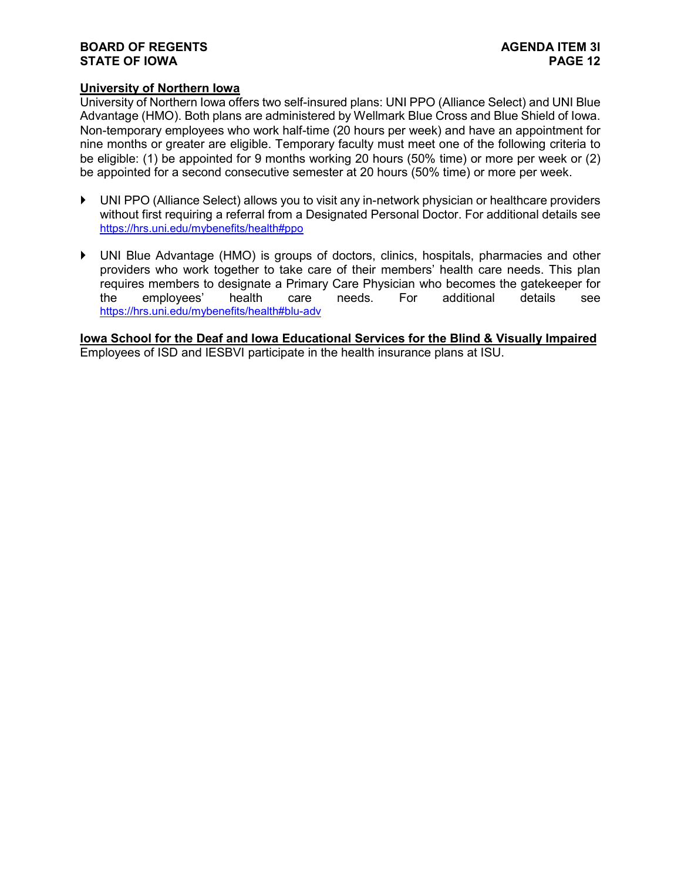## University of Northern Iowa

University of Northern Iowa offers two self-insured plans: UNI PPO (Alliance Select) and UNI Blue Advantage (HMO). Both plans are administered by Wellmark Blue Cross and Blue Shield of Iowa. Non-temporary employees who work half-time (20 hours per week) and have an appointment for nine months or greater are eligible. Temporary faculty must meet one of the following criteria to be eligible: (1) be appointed for 9 months working 20 hours (50% time) or more per week or (2) be appointed for a second consecutive semester at 20 hours (50% time) or more per week.

- UNI PPO (Alliance Select) allows you to visit any in-network physician or healthcare providers without first requiring a referral from a Designated Personal Doctor. For additional details see https://hrs.uni.edu/mybenefits/health#ppo

- UNI Blue Advantage (HMO) is groups of doctors, clinics, hospitals, pharmacies and other providers who work together to take care of their members' health care needs. This plan requires members to designate a Primary Care Physician who becomes the gatekeeper for the employees' health care needs. For additional details see https://hrs.uni.edu/mybenefits/health#blu-adv

## Iowa School for the Deaf and Iowa Educational Services for the Blind & Visually Impaired

Employees of ISD and IESBVI participate in the health insurance plans at ISU.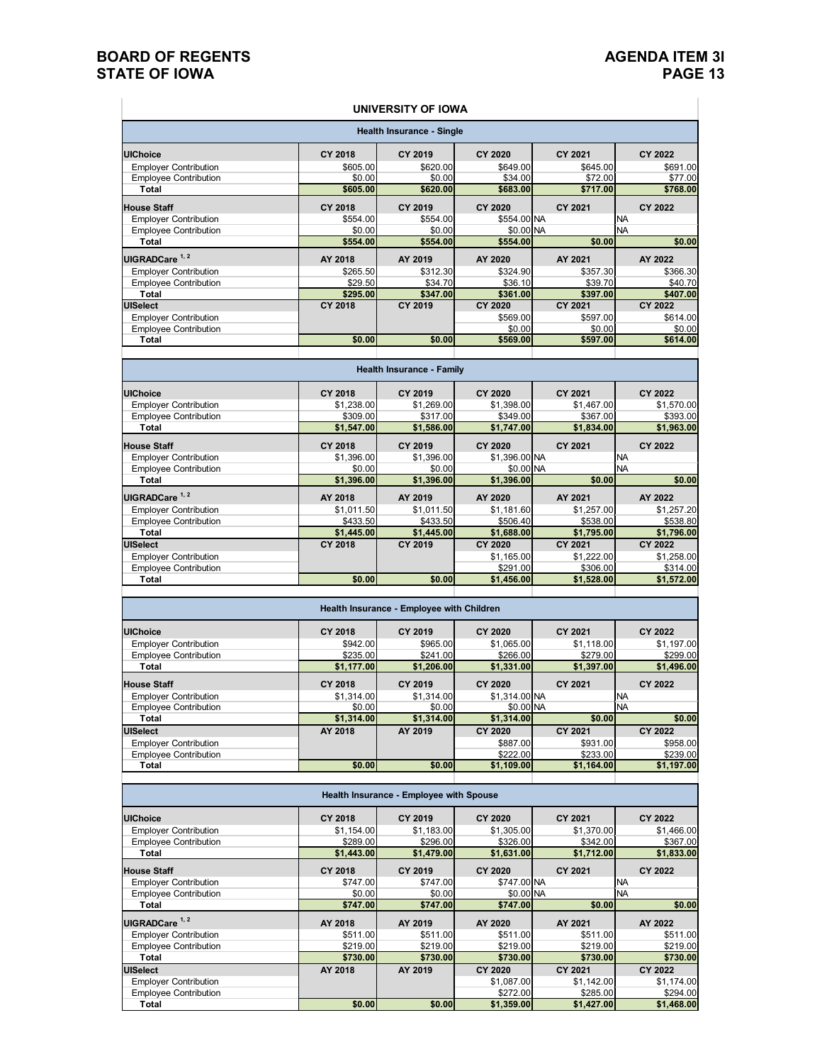# BOARD OF REGENTS STATE OF IOWA

## AGENDA ITEM 3I

### UNIVERSITY OF IOWA

**Health Insurance - Single**

| UIChoice | CY 2018 | CY 2019 | CY 2020 | CY 2021 | CY 2022 |
|---|---|---|---|---|---|
| Employer Contribution | $605.00 | $620.00 | $649.00 | $645.00 | $691.00 |
| Employee Contribution | $0.00 | $0.00 | $34.00 | $72.00 | $77.00 |
| **Total** | **$605.00** | **$620.00** | **$683.00** | **$717.00** | **$768.00** |
| **House Staff** | **CY 2018** | **CY 2019** | **CY 2020** | **CY 2021** | **CY 2022** |
| Employer Contribution | $554.00 | $554.00 | $554.00 | NA | NA |
| Employee Contribution | $0.00 | $0.00 | $0.00 | NA | NA |
| **Total** | **$554.00** | **$554.00** | **$554.00** | **$0.00** | **$0.00** |
| **UIGRADCare [1, 2]** | **AY 2018** | **AY 2019** | **AY 2020** | **AY 2021** | **AY 2022** |
| Employer Contribution | $265.50 | $312.30 | $324.90 | $357.30 | $366.30 |
| Employee Contribution | $29.50 | $34.70 | $36.10 | $39.70 | $40.70 |
| **Total** | **$295.00** | **$347.00** | **$361.00** | **$397.00** | **$407.00** |
| **UISelect** | **CY 2018** | **CY 2019** | **CY 2020** | **CY 2021** | **CY 2022** |
| Employer Contribution | | | $569.00 | $597.00 | $614.00 |
| Employee Contribution | | | $0.00 | $0.00 | $0.00 |
| **Total** | **$0.00** | **$0.00** | **$569.00** | **$597.00** | **$614.00** |

**Health Insurance - Family**

| UIChoice | CY 2018 | CY 2019 | CY 2020 | CY 2021 | CY 2022 |
|---|---|---|---|---|---|
| Employer Contribution | $1,238.00 | $1,269.00 | $1,398.00 | $1,467.00 | $1,570.00 |
| Employee Contribution | $309.00 | $317.00 | $349.00 | $367.00 | $393.00 |
| **Total** | **$1,547.00** | **$1,586.00** | **$1,747.00** | **$1,834.00** | **$1,963.00** |
| **House Staff** | **CY 2018** | **CY 2019** | **CY 2020** | **CY 2021** | **CY 2022** |
| Employer Contribution | $1,396.00 | $1,396.00 | $1,396.00 | NA | NA |
| Employee Contribution | $0.00 | $0.00 | $0.00 | NA | NA |
| **Total** | **$1,396.00** | **$1,396.00** | **$1,396.00** | **$0.00** | **$0.00** |
| **UIGRADCare [1, 2]** | **AY 2018** | **AY 2019** | **AY 2020** | **AY 2021** | **AY 2022** |
| Employer Contribution | $1,011.50 | $1,011.50 | $1,181.60 | $1,257.00 | $1,257.20 |
| Employee Contribution | $433.50 | $433.50 | $506.40 | $538.00 | $538.80 |
| **Total** | **$1,445.00** | **$1,445.00** | **$1,688.00** | **$1,795.00** | **$1,796.00** |
| **UISelect** | **CY 2018** | **CY 2019** | **CY 2020** | **CY 2021** | **CY 2022** |
| Employer Contribution | | | $1,165.00 | $1,222.00 | $1,258.00 |
| Employee Contribution | | | $291.00 | $306.00 | $314.00 |
| **Total** | **$0.00** | **$0.00** | **$1,456.00** | **$1,528.00** | **$1,572.00** |

**Health Insurance - Employee with Children**

| UIChoice | CY 2018 | CY 2019 | CY 2020 | CY 2021 | CY 2022 |
|---|---|---|---|---|---|
| Employer Contribution | $942.00 | $965.00 | $1,065.00 | $1,118.00 | $1,197.00 |
| Employee Contribution | $235.00 | $241.00 | $266.00 | $279.00 | $299.00 |
| **Total** | **$1,177.00** | **$1,206.00** | **$1,331.00** | **$1,397.00** | **$1,496.00** |
| **House Staff** | **CY 2018** | **CY 2019** | **CY 2020** | **CY 2021** | **CY 2022** |
| Employer Contribution | $1,314.00 | $1,314.00 | $1,314.00 | NA | NA |
| Employee Contribution | $0.00 | $0.00 | $0.00 | NA | NA |
| **Total** | **$1,314.00** | **$1,314.00** | **$1,314.00** | **$0.00** | **$0.00** |
| **UISelect** | **AY 2018** | **AY 2019** | **CY 2020** | **CY 2021** | **CY 2022** |
| Employer Contribution | | | $887.00 | $931.00 | $958.00 |
| Employee Contribution | | | $222.00 | $233.00 | $239.00 |
| **Total** | **$0.00** | **$0.00** | **$1,109.00** | **$1,164.00** | **$1,197.00** |

**Health Insurance - Employee with Spouse**

| UIChoice | CY 2018 | CY 2019 | CY 2020 | CY 2021 | CY 2022 |
|---|---|---|---|---|---|
| Employer Contribution | $1,154.00 | $1,183.00 | $1,305.00 | $1,370.00 | $1,466.00 |
| Employee Contribution | $289.00 | $296.00 | $326.00 | $342.00 | $367.00 |
| **Total** | **$1,443.00** | **$1,479.00** | **$1,631.00** | **$1,712.00** | **$1,833.00** |
| **House Staff** | **CY 2018** | **CY 2019** | **CY 2020** | **CY 2021** | **CY 2022** |
| Employer Contribution | $747.00 | $747.00 | $747.00 | NA | NA |
| Employee Contribution | $0.00 | $0.00 | $0.00 | NA | NA |
| **Total** | **$747.00** | **$747.00** | **$747.00** | **$0.00** | **$0.00** |
| **UIGRADCare [1, 2]** | **AY 2018** | **AY 2019** | **AY 2020** | **AY 2021** | **AY 2022** |
| Employer Contribution | $511.00 | $511.00 | $511.00 | $511.00 | $511.00 |
| Employee Contribution | $219.00 | $219.00 | $219.00 | $219.00 | $219.00 |
| **Total** | **$730.00** | **$730.00** | **$730.00** | **$730.00** | **$730.00** |
| **UISelect** | **AY 2018** | **AY 2019** | **CY 2020** | **CY 2021** | **CY 2022** |
| Employer Contribution | | | $1,087.00 | $1,142.00 | $1,174.00 |
| Employee Contribution | | | $272.00 | $285.00 | $294.00 |
| **Total** | **$0.00** | **$0.00** | **$1,359.00** | **$1,427.00** | **$1,468.00** |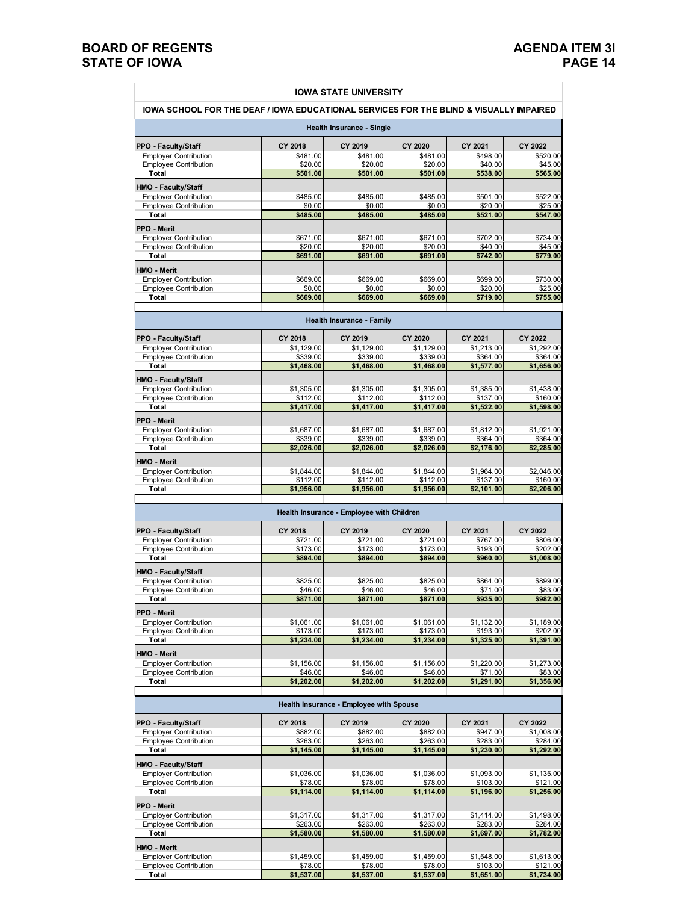**IOWA STATE UNIVERSITY**

**IOWA SCHOOL FOR THE DEAF / IOWA EDUCATIONAL SERVICES FOR THE BLIND & VISUALLY IMPAIRED**

**Health Insurance - Single**

| PPO - Faculty/Staff | CY 2018 | CY 2019 | CY 2020 | CY 2021 | CY 2022 |
|---|---|---|---|---|---|
| Employer Contribution | $481.00 | $481.00 | $481.00 | $498.00 | $520.00 |
| Employee Contribution | $20.00 | $20.00 | $20.00 | $40.00 | $45.00 |
| Total | $501.00 | $501.00 | $501.00 | $538.00 | $565.00 |
| **HMO - Faculty/Staff** | | | | | |
| Employer Contribution | $485.00 | $485.00 | $485.00 | $501.00 | $522.00 |
| Employee Contribution | $0.00 | $0.00 | $0.00 | $20.00 | $25.00 |
| Total | $485.00 | $485.00 | $485.00 | $521.00 | $547.00 |
| **PPO - Merit** | | | | | |
| Employer Contribution | $671.00 | $671.00 | $671.00 | $702.00 | $734.00 |
| Employee Contribution | $20.00 | $20.00 | $20.00 | $40.00 | $45.00 |
| Total | $691.00 | $691.00 | $691.00 | $742.00 | $779.00 |
| **HMO - Merit** | | | | | |
| Employer Contribution | $669.00 | $669.00 | $669.00 | $699.00 | $730.00 |
| Employee Contribution | $0.00 | $0.00 | $0.00 | $20.00 | $25.00 |
| Total | $669.00 | $669.00 | $669.00 | $719.00 | $755.00 |

**Health Insurance - Family**

| PPO - Faculty/Staff | CY 2018 | CY 2019 | CY 2020 | CY 2021 | CY 2022 |
|---|---|---|---|---|---|
| Employer Contribution | $1,129.00 | $1,129.00 | $1,129.00 | $1,213.00 | $1,292.00 |
| Employee Contribution | $339.00 | $339.00 | $339.00 | $364.00 | $364.00 |
| Total | $1,468.00 | $1,468.00 | $1,468.00 | $1,577.00 | $1,656.00 |
| **HMO - Faculty/Staff** | | | | | |
| Employer Contribution | $1,305.00 | $1,305.00 | $1,305.00 | $1,385.00 | $1,438.00 |
| Employee Contribution | $112.00 | $112.00 | $112.00 | $137.00 | $160.00 |
| Total | $1,417.00 | $1,417.00 | $1,417.00 | $1,522.00 | $1,598.00 |
| **PPO - Merit** | | | | | |
| Employer Contribution | $1,687.00 | $1,687.00 | $1,687.00 | $1,812.00 | $1,921.00 |
| Employee Contribution | $339.00 | $339.00 | $339.00 | $364.00 | $364.00 |
| Total | $2,026.00 | $2,026.00 | $2,026.00 | $2,176.00 | $2,285.00 |
| **HMO - Merit** | | | | | |
| Employer Contribution | $1,844.00 | $1,844.00 | $1,844.00 | $1,964.00 | $2,046.00 |
| Employee Contribution | $112.00 | $112.00 | $112.00 | $137.00 | $160.00 |
| Total | $1,956.00 | $1,956.00 | $1,956.00 | $2,101.00 | $2,206.00 |

**Health Insurance - Employee with Children**

| PPO - Faculty/Staff | CY 2018 | CY 2019 | CY 2020 | CY 2021 | CY 2022 |
|---|---|---|---|---|---|
| Employer Contribution | $721.00 | $721.00 | $721.00 | $767.00 | $806.00 |
| Employee Contribution | $173.00 | $173.00 | $173.00 | $193.00 | $202.00 |
| Total | $894.00 | $894.00 | $894.00 | $960.00 | $1,008.00 |
| **HMO - Faculty/Staff** | | | | | |
| Employer Contribution | $825.00 | $825.00 | $825.00 | $864.00 | $899.00 |
| Employee Contribution | $46.00 | $46.00 | $46.00 | $71.00 | $83.00 |
| Total | $871.00 | $871.00 | $871.00 | $935.00 | $982.00 |
| **PPO - Merit** | | | | | |
| Employer Contribution | $1,061.00 | $1,061.00 | $1,061.00 | $1,132.00 | $1,189.00 |
| Employee Contribution | $173.00 | $173.00 | $173.00 | $193.00 | $202.00 |
| Total | $1,234.00 | $1,234.00 | $1,234.00 | $1,325.00 | $1,391.00 |
| **HMO - Merit** | | | | | |
| Employer Contribution | $1,156.00 | $1,156.00 | $1,156.00 | $1,220.00 | $1,273.00 |
| Employee Contribution | $46.00 | $46.00 | $46.00 | $71.00 | $83.00 |
| Total | $1,202.00 | $1,202.00 | $1,202.00 | $1,291.00 | $1,356.00 |

**Health Insurance - Employee with Spouse**

| PPO - Faculty/Staff | CY 2018 | CY 2019 | CY 2020 | CY 2021 | CY 2022 |
|---|---|---|---|---|---|
| Employer Contribution | $882.00 | $882.00 | $882.00 | $947.00 | $1,008.00 |
| Employee Contribution | $263.00 | $263.00 | $263.00 | $283.00 | $284.00 |
| Total | $1,145.00 | $1,145.00 | $1,145.00 | $1,230.00 | $1,292.00 |
| **HMO - Faculty/Staff** | | | | | |
| Employer Contribution | $1,036.00 | $1,036.00 | $1,036.00 | $1,093.00 | $1,135.00 |
| Employee Contribution | $78.00 | $78.00 | $78.00 | $103.00 | $121.00 |
| Total | $1,114.00 | $1,114.00 | $1,114.00 | $1,196.00 | $1,256.00 |
| **PPO - Merit** | | | | | |
| Employer Contribution | $1,317.00 | $1,317.00 | $1,317.00 | $1,414.00 | $1,498.00 |
| Employee Contribution | $263.00 | $263.00 | $263.00 | $283.00 | $284.00 |
| Total | $1,580.00 | $1,580.00 | $1,580.00 | $1,697.00 | $1,782.00 |
| **HMO - Merit** | | | | | |
| Employer Contribution | $1,459.00 | $1,459.00 | $1,459.00 | $1,548.00 | $1,613.00 |
| Employee Contribution | $78.00 | $78.00 | $78.00 | $103.00 | $121.00 |
| Total | $1,537.00 | $1,537.00 | $1,537.00 | $1,651.00 | $1,734.00 |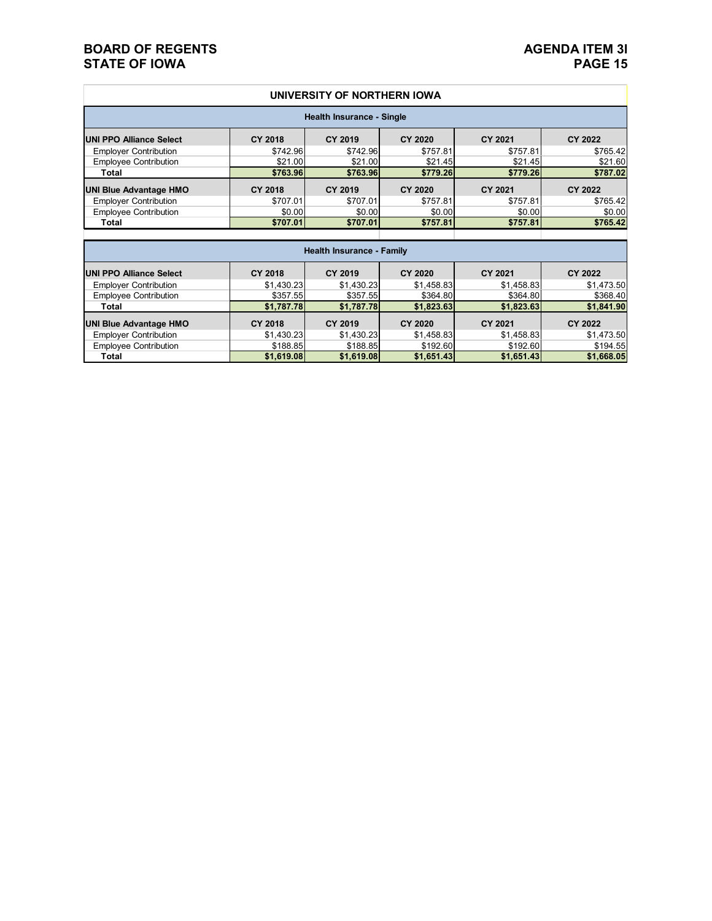## UNIVERSITY OF NORTHERN IOWA

### Health Insurance - Single

| UNI PPO Alliance Select | CY 2018 | CY 2019 | CY 2020 | CY 2021 | CY 2022 |
|---|---|---|---|---|---|
| Employer Contribution | $742.96 | $742.96 | $757.81 | $757.81 | $765.42 |
| Employee Contribution | $21.00 | $21.00 | $21.45 | $21.45 | $21.60 |
| **Total** | **$763.96** | **$763.96** | **$779.26** | **$779.26** | **$787.02** |

| UNI Blue Advantage HMO | CY 2018 | CY 2019 | CY 2020 | CY 2021 | CY 2022 |
|---|---|---|---|---|---|
| Employer Contribution | $707.01 | $707.01 | $757.81 | $757.81 | $765.42 |
| Employee Contribution | $0.00 | $0.00 | $0.00 | $0.00 | $0.00 |
| **Total** | **$707.01** | **$707.01** | **$757.81** | **$757.81** | **$765.42** |

### Health Insurance - Family

| UNI PPO Alliance Select | CY 2018 | CY 2019 | CY 2020 | CY 2021 | CY 2022 |
|---|---|---|---|---|---|
| Employer Contribution | $1,430.23 | $1,430.23 | $1,458.83 | $1,458.83 | $1,473.50 |
| Employee Contribution | $357.55 | $357.55 | $364.80 | $364.80 | $368.40 |
| **Total** | **$1,787.78** | **$1,787.78** | **$1,823.63** | **$1,823.63** | **$1,841.90** |

| UNI Blue Advantage HMO | CY 2018 | CY 2019 | CY 2020 | CY 2021 | CY 2022 |
|---|---|---|---|---|---|
| Employer Contribution | $1,430.23 | $1,430.23 | $1,458.83 | $1,458.83 | $1,473.50 |
| Employee Contribution | $188.85 | $188.85 | $192.60 | $192.60 | $194.55 |
| **Total** | **$1,619.08** | **$1,619.08** | **$1,651.43** | **$1,651.43** | **$1,668.05** |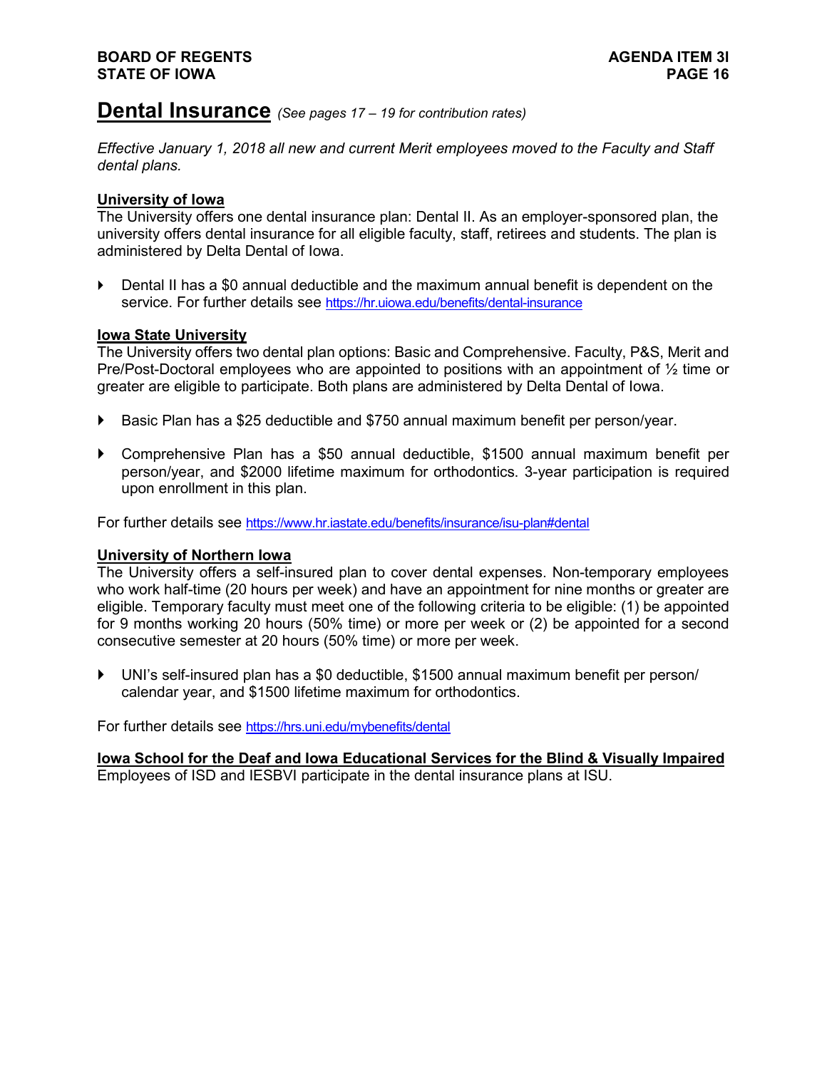# Dental Insurance *(See pages 17 – 19 for contribution rates)*

*Effective January 1, 2018 all new and current Merit employees moved to the Faculty and Staff dental plans.*

## University of Iowa

The University offers one dental insurance plan: Dental II. As an employer-sponsored plan, the university offers dental insurance for all eligible faculty, staff, retirees and students. The plan is administered by Delta Dental of Iowa.

- Dental II has a $0 annual deductible and the maximum annual benefit is dependent on the service. For further details see https://hr.uiowa.edu/benefits/dental-insurance

## Iowa State University

The University offers two dental plan options: Basic and Comprehensive. Faculty, P&S, Merit and Pre/Post-Doctoral employees who are appointed to positions with an appointment of ½ time or greater are eligible to participate. Both plans are administered by Delta Dental of Iowa.

- Basic Plan has a $25 deductible and $750 annual maximum benefit per person/year.
- Comprehensive Plan has a $50 annual deductible, $1500 annual maximum benefit per person/year, and $2000 lifetime maximum for orthodontics. 3-year participation is required upon enrollment in this plan.

For further details see https://www.hr.iastate.edu/benefits/insurance/isu-plan#dental

## University of Northern Iowa

The University offers a self-insured plan to cover dental expenses. Non-temporary employees who work half-time (20 hours per week) and have an appointment for nine months or greater are eligible. Temporary faculty must meet one of the following criteria to be eligible: (1) be appointed for 9 months working 20 hours (50% time) or more per week or (2) be appointed for a second consecutive semester at 20 hours (50% time) or more per week.

- UNI's self-insured plan has a $0 deductible, $1500 annual maximum benefit per person/ calendar year, and $1500 lifetime maximum for orthodontics.

For further details see https://hrs.uni.edu/mybenefits/dental

## Iowa School for the Deaf and Iowa Educational Services for the Blind & Visually Impaired

Employees of ISD and IESBVI participate in the dental insurance plans at ISU.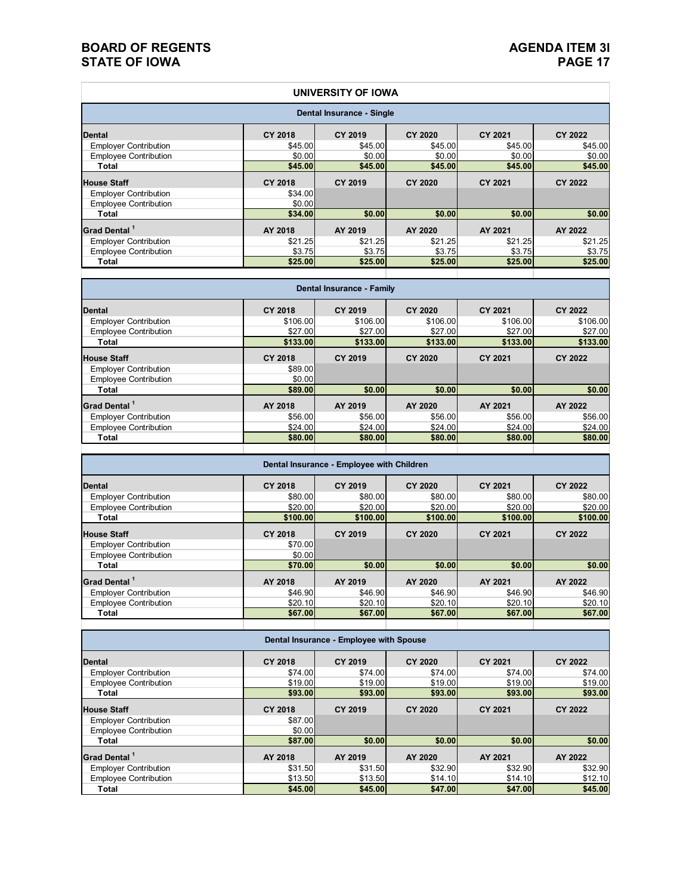## UNIVERSITY OF IOWA

### Dental Insurance - Single

| Dental | CY 2018 | CY 2019 | CY 2020 | CY 2021 | CY 2022 |
|---|---|---|---|---|---|
| Employer Contribution | $45.00 | $45.00 | $45.00 | $45.00 | $45.00 |
| Employee Contribution | $0.00 | $0.00 | $0.00 | $0.00 | $0.00 |
| **Total** | **$45.00** | **$45.00** | **$45.00** | **$45.00** | **$45.00** |
| **House Staff** | **CY 2018** | **CY 2019** | **CY 2020** | **CY 2021** | **CY 2022** |
| Employer Contribution | $34.00 | | | | |
| Employee Contribution | $0.00 | | | | |
| **Total** | **$34.00** | **$0.00** | **$0.00** | **$0.00** | **$0.00** |
| **Grad Dental [1]** | **AY 2018** | **AY 2019** | **AY 2020** | **AY 2021** | **AY 2022** |
| Employer Contribution | $21.25 | $21.25 | $21.25 | $21.25 | $21.25 |
| Employee Contribution | $3.75 | $3.75 | $3.75 | $3.75 | $3.75 |
| **Total** | **$25.00** | **$25.00** | **$25.00** | **$25.00** | **$25.00** |

### Dental Insurance - Family

| Dental | CY 2018 | CY 2019 | CY 2020 | CY 2021 | CY 2022 |
|---|---|---|---|---|---|
| Employer Contribution | $106.00 | $106.00 | $106.00 | $106.00 | $106.00 |
| Employee Contribution | $27.00 | $27.00 | $27.00 | $27.00 | $27.00 |
| **Total** | **$133.00** | **$133.00** | **$133.00** | **$133.00** | **$133.00** |
| **House Staff** | **CY 2018** | **CY 2019** | **CY 2020** | **CY 2021** | **CY 2022** |
| Employer Contribution | $89.00 | | | | |
| Employee Contribution | $0.00 | | | | |
| **Total** | **$89.00** | **$0.00** | **$0.00** | **$0.00** | **$0.00** |
| **Grad Dental [1]** | **AY 2018** | **AY 2019** | **AY 2020** | **AY 2021** | **AY 2022** |
| Employer Contribution | $56.00 | $56.00 | $56.00 | $56.00 | $56.00 |
| Employee Contribution | $24.00 | $24.00 | $24.00 | $24.00 | $24.00 |
| **Total** | **$80.00** | **$80.00** | **$80.00** | **$80.00** | **$80.00** |

### Dental Insurance - Employee with Children

| Dental | CY 2018 | CY 2019 | CY 2020 | CY 2021 | CY 2022 |
|---|---|---|---|---|---|
| Employer Contribution | $80.00 | $80.00 | $80.00 | $80.00 | $80.00 |
| Employee Contribution | $20.00 | $20.00 | $20.00 | $20.00 | $20.00 |
| **Total** | **$100.00** | **$100.00** | **$100.00** | **$100.00** | **$100.00** |
| **House Staff** | **CY 2018** | **CY 2019** | **CY 2020** | **CY 2021** | **CY 2022** |
| Employer Contribution | $70.00 | | | | |
| Employee Contribution | $0.00 | | | | |
| **Total** | **$70.00** | **$0.00** | **$0.00** | **$0.00** | **$0.00** |
| **Grad Dental [1]** | **AY 2018** | **AY 2019** | **AY 2020** | **AY 2021** | **AY 2022** |
| Employer Contribution | $46.90 | $46.90 | $46.90 | $46.90 | $46.90 |
| Employee Contribution | $20.10 | $20.10 | $20.10 | $20.10 | $20.10 |
| **Total** | **$67.00** | **$67.00** | **$67.00** | **$67.00** | **$67.00** |

### Dental Insurance - Employee with Spouse

| Dental | CY 2018 | CY 2019 | CY 2020 | CY 2021 | CY 2022 |
|---|---|---|---|---|---|
| Employer Contribution | $74.00 | $74.00 | $74.00 | $74.00 | $74.00 |
| Employee Contribution | $19.00 | $19.00 | $19.00 | $19.00 | $19.00 |
| **Total** | **$93.00** | **$93.00** | **$93.00** | **$93.00** | **$93.00** |
| **House Staff** | **CY 2018** | **CY 2019** | **CY 2020** | **CY 2021** | **CY 2022** |
| Employer Contribution | $87.00 | | | | |
| Employee Contribution | $0.00 | | | | |
| **Total** | **$87.00** | **$0.00** | **$0.00** | **$0.00** | **$0.00** |
| **Grad Dental [1]** | **AY 2018** | **AY 2019** | **AY 2020** | **AY 2021** | **AY 2022** |
| Employer Contribution | $31.50 | $31.50 | $32.90 | $32.90 | $32.90 |
| Employee Contribution | $13.50 | $13.50 | $14.10 | $14.10 | $12.10 |
| **Total** | **$45.00** | **$45.00** | **$47.00** | **$47.00** | **$45.00** |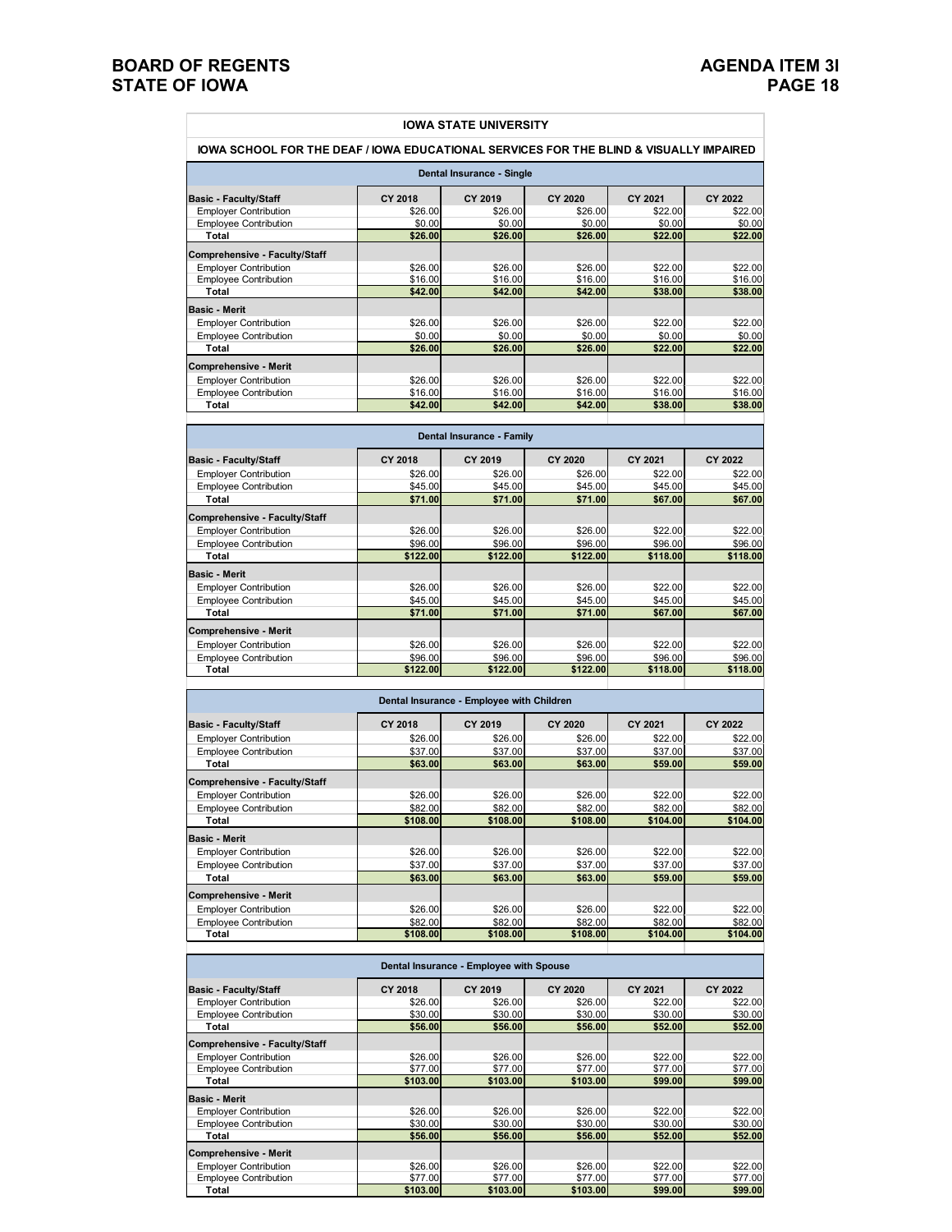## IOWA STATE UNIVERSITY

### IOWA SCHOOL FOR THE DEAF / IOWA EDUCATIONAL SERVICES FOR THE BLIND & VISUALLY IMPAIRED

#### Dental Insurance - Single

| Basic - Faculty/Staff | CY 2018 | CY 2019 | CY 2020 | CY 2021 | CY 2022 |
|---|---|---|---|---|---|
| Employer Contribution | $26.00 | $26.00 | $26.00 | $22.00 | $22.00 |
| Employee Contribution | $0.00 | $0.00 | $0.00 | $0.00 | $0.00 |
| **Total** | **$26.00** | **$26.00** | **$26.00** | **$22.00** | **$22.00** |
| **Comprehensive - Faculty/Staff** | | | | | |
| Employer Contribution | $26.00 | $26.00 | $26.00 | $22.00 | $22.00 |
| Employee Contribution | $16.00 | $16.00 | $16.00 | $16.00 | $16.00 |
| **Total** | **$42.00** | **$42.00** | **$42.00** | **$38.00** | **$38.00** |
| **Basic - Merit** | | | | | |
| Employer Contribution | $26.00 | $26.00 | $26.00 | $22.00 | $22.00 |
| Employee Contribution | $0.00 | $0.00 | $0.00 | $0.00 | $0.00 |
| **Total** | **$26.00** | **$26.00** | **$26.00** | **$22.00** | **$22.00** |
| **Comprehensive - Merit** | | | | | |
| Employer Contribution | $26.00 | $26.00 | $26.00 | $22.00 | $22.00 |
| Employee Contribution | $16.00 | $16.00 | $16.00 | $16.00 | $16.00 |
| **Total** | **$42.00** | **$42.00** | **$42.00** | **$38.00** | **$38.00** |

#### Dental Insurance - Family

| Basic - Faculty/Staff | CY 2018 | CY 2019 | CY 2020 | CY 2021 | CY 2022 |
|---|---|---|---|---|---|
| Employer Contribution | $26.00 | $26.00 | $26.00 | $22.00 | $22.00 |
| Employee Contribution | $45.00 | $45.00 | $45.00 | $45.00 | $45.00 |
| **Total** | **$71.00** | **$71.00** | **$71.00** | **$67.00** | **$67.00** |
| **Comprehensive - Faculty/Staff** | | | | | |
| Employer Contribution | $26.00 | $26.00 | $26.00 | $22.00 | $22.00 |
| Employee Contribution | $96.00 | $96.00 | $96.00 | $96.00 | $96.00 |
| **Total** | **$122.00** | **$122.00** | **$122.00** | **$118.00** | **$118.00** |
| **Basic - Merit** | | | | | |
| Employer Contribution | $26.00 | $26.00 | $26.00 | $22.00 | $22.00 |
| Employee Contribution | $45.00 | $45.00 | $45.00 | $45.00 | $45.00 |
| **Total** | **$71.00** | **$71.00** | **$71.00** | **$67.00** | **$67.00** |
| **Comprehensive - Merit** | | | | | |
| Employer Contribution | $26.00 | $26.00 | $26.00 | $22.00 | $22.00 |
| Employee Contribution | $96.00 | $96.00 | $96.00 | $96.00 | $96.00 |
| **Total** | **$122.00** | **$122.00** | **$122.00** | **$118.00** | **$118.00** |

#### Dental Insurance - Employee with Children

| Basic - Faculty/Staff | CY 2018 | CY 2019 | CY 2020 | CY 2021 | CY 2022 |
|---|---|---|---|---|---|
| Employer Contribution | $26.00 | $26.00 | $26.00 | $22.00 | $22.00 |
| Employee Contribution | $37.00 | $37.00 | $37.00 | $37.00 | $37.00 |
| **Total** | **$63.00** | **$63.00** | **$63.00** | **$59.00** | **$59.00** |
| **Comprehensive - Faculty/Staff** | | | | | |
| Employer Contribution | $26.00 | $26.00 | $26.00 | $22.00 | $22.00 |
| Employee Contribution | $82.00 | $82.00 | $82.00 | $82.00 | $82.00 |
| **Total** | **$108.00** | **$108.00** | **$108.00** | **$104.00** | **$104.00** |
| **Basic - Merit** | | | | | |
| Employer Contribution | $26.00 | $26.00 | $26.00 | $22.00 | $22.00 |
| Employee Contribution | $37.00 | $37.00 | $37.00 | $37.00 | $37.00 |
| **Total** | **$63.00** | **$63.00** | **$63.00** | **$59.00** | **$59.00** |
| **Comprehensive - Merit** | | | | | |
| Employer Contribution | $26.00 | $26.00 | $26.00 | $22.00 | $22.00 |
| Employee Contribution | $82.00 | $82.00 | $82.00 | $82.00 | $82.00 |
| **Total** | **$108.00** | **$108.00** | **$108.00** | **$104.00** | **$104.00** |

#### Dental Insurance - Employee with Spouse

| Basic - Faculty/Staff | CY 2018 | CY 2019 | CY 2020 | CY 2021 | CY 2022 |
|---|---|---|---|---|---|
| Employer Contribution | $26.00 | $26.00 | $26.00 | $22.00 | $22.00 |
| Employee Contribution | $30.00 | $30.00 | $30.00 | $30.00 | $30.00 |
| **Total** | **$56.00** | **$56.00** | **$56.00** | **$52.00** | **$52.00** |
| **Comprehensive - Faculty/Staff** | | | | | |
| Employer Contribution | $26.00 | $26.00 | $26.00 | $22.00 | $22.00 |
| Employee Contribution | $77.00 | $77.00 | $77.00 | $77.00 | $77.00 |
| **Total** | **$103.00** | **$103.00** | **$103.00** | **$99.00** | **$99.00** |
| **Basic - Merit** | | | | | |
| Employer Contribution | $26.00 | $26.00 | $26.00 | $22.00 | $22.00 |
| Employee Contribution | $30.00 | $30.00 | $30.00 | $30.00 | $30.00 |
| **Total** | **$56.00** | **$56.00** | **$56.00** | **$52.00** | **$52.00** |
| **Comprehensive - Merit** | | | | | |
| Employer Contribution | $26.00 | $26.00 | $26.00 | $22.00 | $22.00 |
| Employee Contribution | $77.00 | $77.00 | $77.00 | $77.00 | $77.00 |
| **Total** | **$103.00** | **$103.00** | **$103.00** | **$99.00** | **$99.00** |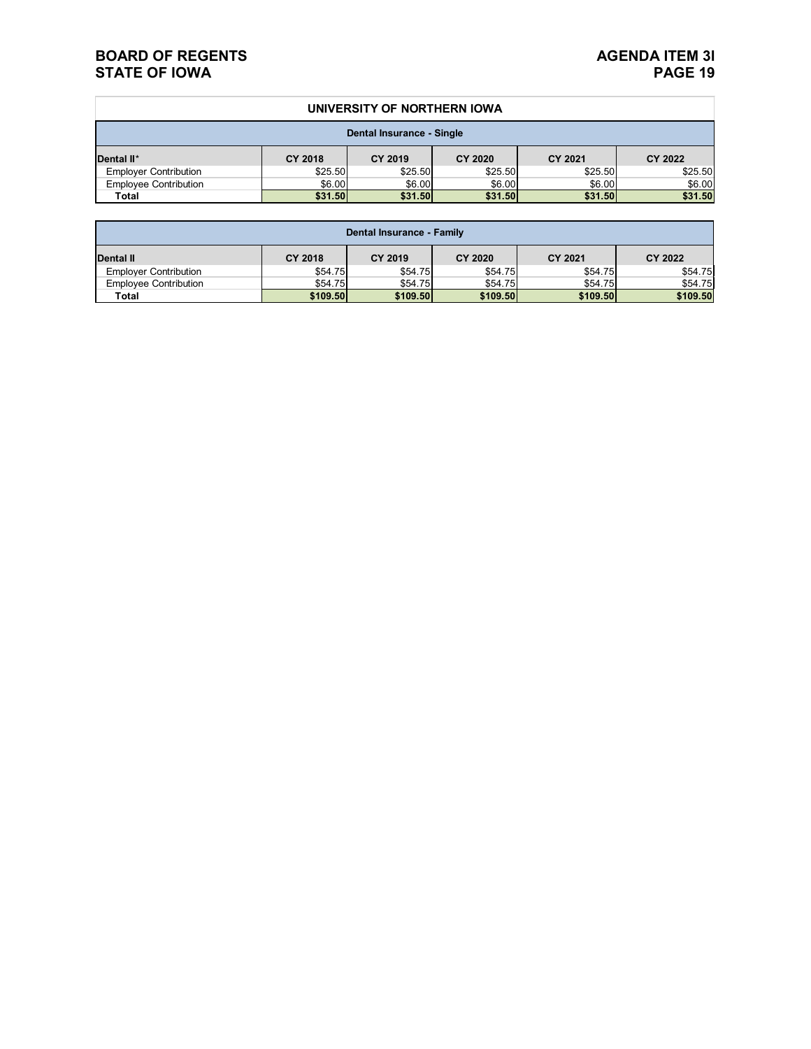## UNIVERSITY OF NORTHERN IOWA

| Dental Insurance - Single | | | | | |
|---|---|---|---|---|---|
| **Dental II*** | **CY 2018** | **CY 2019** | **CY 2020** | **CY 2021** | **CY 2022** |
| Employer Contribution | $25.50 | $25.50 | $25.50 | $25.50 | $25.50 |
| Employee Contribution | $6.00 | $6.00 | $6.00 | $6.00 | $6.00 |
| **Total** | **$31.50** | **$31.50** | **$31.50** | **$31.50** | **$31.50** |

| Dental Insurance - Family | | | | | |
|---|---|---|---|---|---|
| **Dental II** | **CY 2018** | **CY 2019** | **CY 2020** | **CY 2021** | **CY 2022** |
| Employer Contribution | $54.75 | $54.75 | $54.75 | $54.75 | $54.75 |
| Employee Contribution | $54.75 | $54.75 | $54.75 | $54.75 | $54.75 |
| **Total** | **$109.50** | **$109.50** | **$109.50** | **$109.50** | **$109.50** |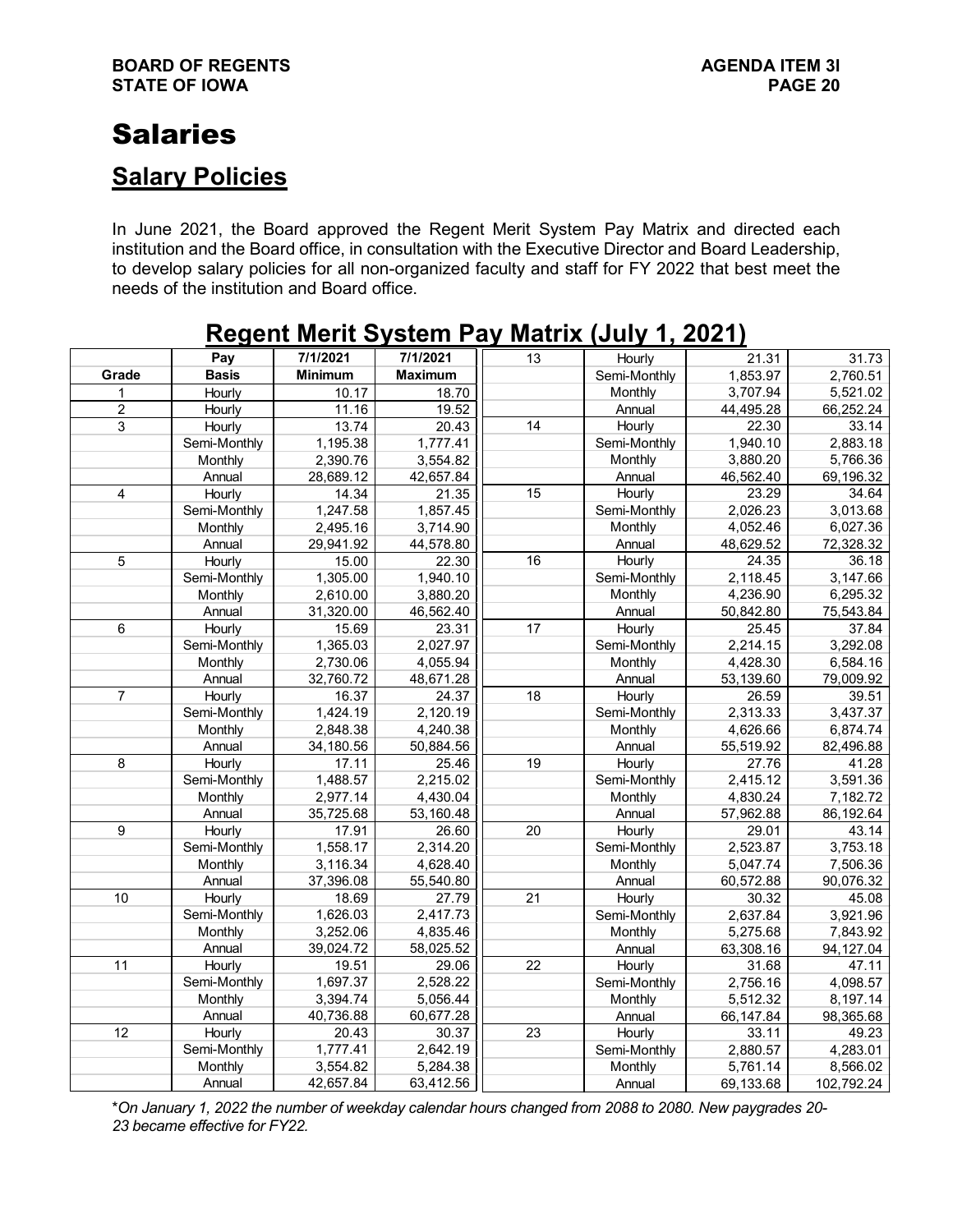# Salaries

## Salary Policies

In June 2021, the Board approved the Regent Merit System Pay Matrix and directed each institution and the Board office, in consultation with the Executive Director and Board Leadership, to develop salary policies for all non-organized faculty and staff for FY 2022 that best meet the needs of the institution and Board office.

## Regent Merit System Pay Matrix (July 1, 2021)

| Grade | Pay Basis | 7/1/2021 Minimum | 7/1/2021 Maximum |
|---|---|---|---|
| 1 | Hourly | 10.17 | 18.70 |
| 2 | Hourly | 11.16 | 19.52 |
| 3 | Hourly | 13.74 | 20.43 |
| | Semi-Monthly | 1,195.38 | 1,777.41 |
| | Monthly | 2,390.76 | 3,554.82 |
| | Annual | 28,689.12 | 42,657.84 |
| 4 | Hourly | 14.34 | 21.35 |
| | Semi-Monthly | 1,247.58 | 1,857.45 |
| | Monthly | 2,495.16 | 3,714.90 |
| | Annual | 29,941.92 | 44,578.80 |
| 5 | Hourly | 15.00 | 22.30 |
| | Semi-Monthly | 1,305.00 | 1,940.10 |
| | Monthly | 2,610.00 | 3,880.20 |
| | Annual | 31,320.00 | 46,562.40 |
| 6 | Hourly | 15.69 | 23.31 |
| | Semi-Monthly | 1,365.03 | 2,027.97 |
| | Monthly | 2,730.06 | 4,055.94 |
| | Annual | 32,760.72 | 48,671.28 |
| 7 | Hourly | 16.37 | 24.37 |
| | Semi-Monthly | 1,424.19 | 2,120.19 |
| | Monthly | 2,848.38 | 4,240.38 |
| | Annual | 34,180.56 | 50,884.56 |
| 8 | Hourly | 17.11 | 25.46 |
| | Semi-Monthly | 1,488.57 | 2,215.02 |
| | Monthly | 2,977.14 | 4,430.04 |
| | Annual | 35,725.68 | 53,160.48 |
| 9 | Hourly | 17.91 | 26.60 |
| | Semi-Monthly | 1,558.17 | 2,314.20 |
| | Monthly | 3,116.34 | 4,628.40 |
| | Annual | 37,396.08 | 55,540.80 |
| 10 | Hourly | 18.69 | 27.79 |
| | Semi-Monthly | 1,626.03 | 2,417.73 |
| | Monthly | 3,252.06 | 4,835.46 |
| | Annual | 39,024.72 | 58,025.52 |
| 11 | Hourly | 19.51 | 29.06 |
| | Semi-Monthly | 1,697.37 | 2,528.22 |
| | Monthly | 3,394.74 | 5,056.44 |
| | Annual | 40,736.88 | 60,677.28 |
| 12 | Hourly | 20.43 | 30.37 |
| | Semi-Monthly | 1,777.41 | 2,642.19 |
| | Monthly | 3,554.82 | 5,284.38 |
| | Annual | 42,657.84 | 63,412.56 |
| 13 | Hourly | 21.31 | 31.73 |
| | Semi-Monthly | 1,853.97 | 2,760.51 |
| | Monthly | 3,707.94 | 5,521.02 |
| | Annual | 44,495.28 | 66,252.24 |
| 14 | Hourly | 22.30 | 33.14 |
| | Semi-Monthly | 1,940.10 | 2,883.18 |
| | Monthly | 3,880.20 | 5,766.36 |
| | Annual | 46,562.40 | 69,196.32 |
| 15 | Hourly | 23.29 | 34.64 |
| | Semi-Monthly | 2,026.23 | 3,013.68 |
| | Monthly | 4,052.46 | 6,027.36 |
| | Annual | 48,629.52 | 72,328.32 |
| 16 | Hourly | 24.35 | 36.18 |
| | Semi-Monthly | 2,118.45 | 3,147.66 |
| | Monthly | 4,236.90 | 6,295.32 |
| | Annual | 50,842.80 | 75,543.84 |
| 17 | Hourly | 25.45 | 37.84 |
| | Semi-Monthly | 2,214.15 | 3,292.08 |
| | Monthly | 4,428.30 | 6,584.16 |
| | Annual | 53,139.60 | 79,009.92 |
| 18 | Hourly | 26.59 | 39.51 |
| | Semi-Monthly | 2,313.33 | 3,437.37 |
| | Monthly | 4,626.66 | 6,874.74 |
| | Annual | 55,519.92 | 82,496.88 |
| 19 | Hourly | 27.76 | 41.28 |
| | Semi-Monthly | 2,415.12 | 3,591.36 |
| | Monthly | 4,830.24 | 7,182.72 |
| | Annual | 57,962.88 | 86,192.64 |
| 20 | Hourly | 29.01 | 43.14 |
| | Semi-Monthly | 2,523.87 | 3,753.18 |
| | Monthly | 5,047.74 | 7,506.36 |
| | Annual | 60,572.88 | 90,076.32 |
| 21 | Hourly | 30.32 | 45.08 |
| | Semi-Monthly | 2,637.84 | 3,921.96 |
| | Monthly | 5,275.68 | 7,843.92 |
| | Annual | 63,308.16 | 94,127.04 |
| 22 | Hourly | 31.68 | 47.11 |
| | Semi-Monthly | 2,756.16 | 4,098.57 |
| | Monthly | 5,512.32 | 8,197.14 |
| | Annual | 66,147.84 | 98,365.68 |
| 23 | Hourly | 33.11 | 49.23 |
| | Semi-Monthly | 2,880.57 | 4,283.01 |
| | Monthly | 5,761.14 | 8,566.02 |
| | Annual | 69,133.68 | 102,792.24 |

**On January 1, 2022 the number of weekday calendar hours changed from 2088 to 2080. New paygrades 20-23 became effective for FY22.*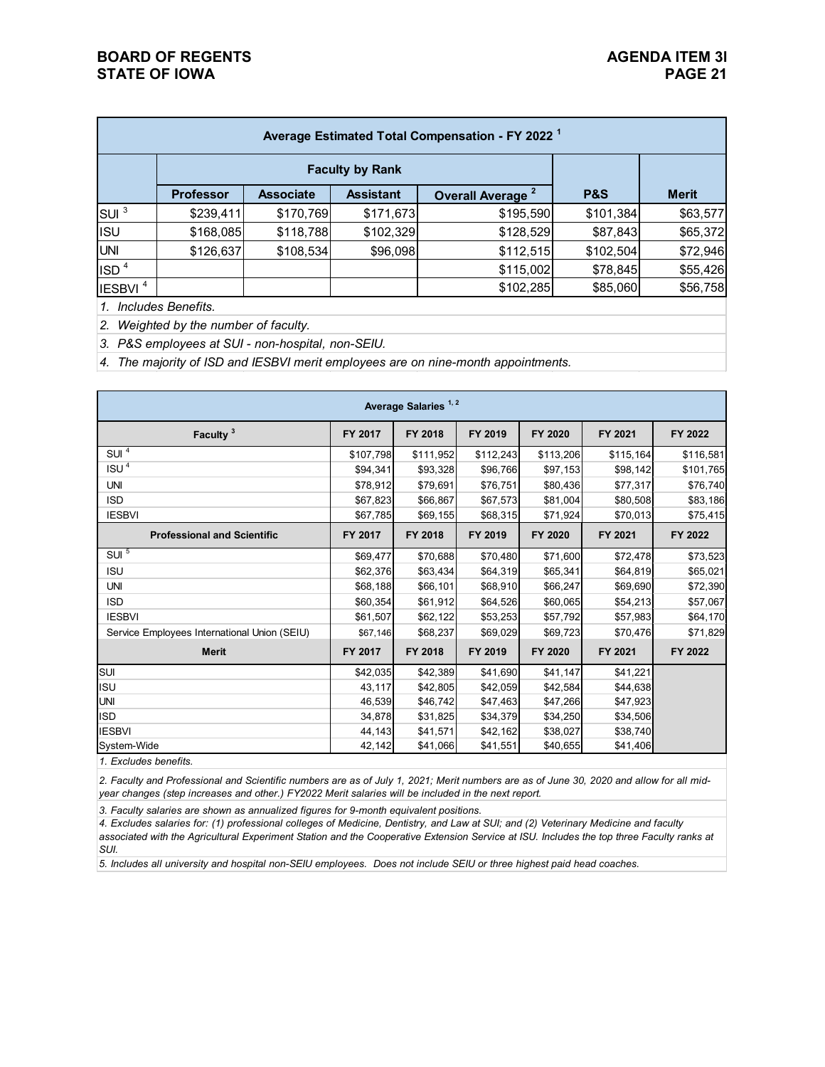| Average Estimated Total Compensation - FY 2022 [1] | | | | | | |
|---|---|---|---|---|---|---|
| | Faculty by Rank | | | | | |
| | Professor | Associate | Assistant | Overall Average [2] | P&S | Merit |
| SUI [3] | $239,411 | $170,769 | $171,673 | $195,590 | $101,384 | $63,577 |
| ISU | $168,085 | $118,788 | $102,329 | $128,529 | $87,843 | $65,372 |
| UNI | $126,637 | $108,534 | $96,098 | $112,515 | $102,504 | $72,946 |
| ISD [4] | | | | $115,002 | $78,845 | $55,426 |
| IESBVI [4] | | | | $102,285 | $85,060 | $56,758 |

*1. Includes Benefits.*

*2. Weighted by the number of faculty.*

*3. P&S employees at SUI - non-hospital, non-SEIU.*

*4. The majority of ISD and IESBVI merit employees are on nine-month appointments.*

| Average Salaries [1, 2] | | | | | | |
|---|---|---|---|---|---|---|
| **Faculty [3]** | **FY 2017** | **FY 2018** | **FY 2019** | **FY 2020** | **FY 2021** | **FY 2022** |
| SUI [4] | $107,798 | $111,952 | $112,243 | $113,206 | $115,164 | $116,581 |
| ISU [4] | $94,341 | $93,328 | $96,766 | $97,153 | $98,142 | $101,765 |
| UNI | $78,912 | $79,691 | $76,751 | $80,436 | $77,317 | $76,740 |
| ISD | $67,823 | $66,867 | $67,573 | $81,004 | $80,508 | $83,186 |
| IESBVI | $67,785 | $69,155 | $68,315 | $71,924 | $70,013 | $75,415 |
| **Professional and Scientific** | **FY 2017** | **FY 2018** | **FY 2019** | **FY 2020** | **FY 2021** | **FY 2022** |
| SUI [5] | $69,477 | $70,688 | $70,480 | $71,600 | $72,478 | $73,523 |
| ISU | $62,376 | $63,434 | $64,319 | $65,341 | $64,819 | $65,021 |
| UNI | $68,188 | $66,101 | $68,910 | $66,247 | $69,690 | $72,390 |
| ISD | $60,354 | $61,912 | $64,526 | $60,065 | $54,213 | $57,067 |
| IESBVI | $61,507 | $62,122 | $53,253 | $57,792 | $57,983 | $64,170 |
| Service Employees International Union (SEIU) | $67,146 | $68,237 | $69,029 | $69,723 | $70,476 | $71,829 |
| **Merit** | **FY 2017** | **FY 2018** | **FY 2019** | **FY 2020** | **FY 2021** | **FY 2022** |
| SUI | $42,035 | $42,389 | $41,690 | $41,147 | $41,221 | |
| ISU | 43,117 | $42,805 | $42,059 | $42,584 | $44,638 | |
| UNI | 46,539 | $46,742 | $47,463 | $47,266 | $47,923 | |
| ISD | 34,878 | $31,825 | $34,379 | $34,250 | $34,506 | |
| IESBVI | 44,143 | $41,571 | $42,162 | $38,027 | $38,740 | |
| System-Wide | 42,142 | $41,066 | $41,551 | $40,655 | $41,406 | |

*1. Excludes benefits.*

*2. Faculty and Professional and Scientific numbers are as of July 1, 2021; Merit numbers are as of June 30, 2020 and allow for all mid-year changes (step increases and other.) FY2022 Merit salaries will be included in the next report.*

*3. Faculty salaries are shown as annualized figures for 9-month equivalent positions.*

*4. Excludes salaries for: (1) professional colleges of Medicine, Dentistry, and Law at SUI; and (2) Veterinary Medicine and faculty associated with the Agricultural Experiment Station and the Cooperative Extension Service at ISU. Includes the top three Faculty ranks at SUI.*

*5. Includes all university and hospital non-SEIU employees. Does not include SEIU or three highest paid head coaches.*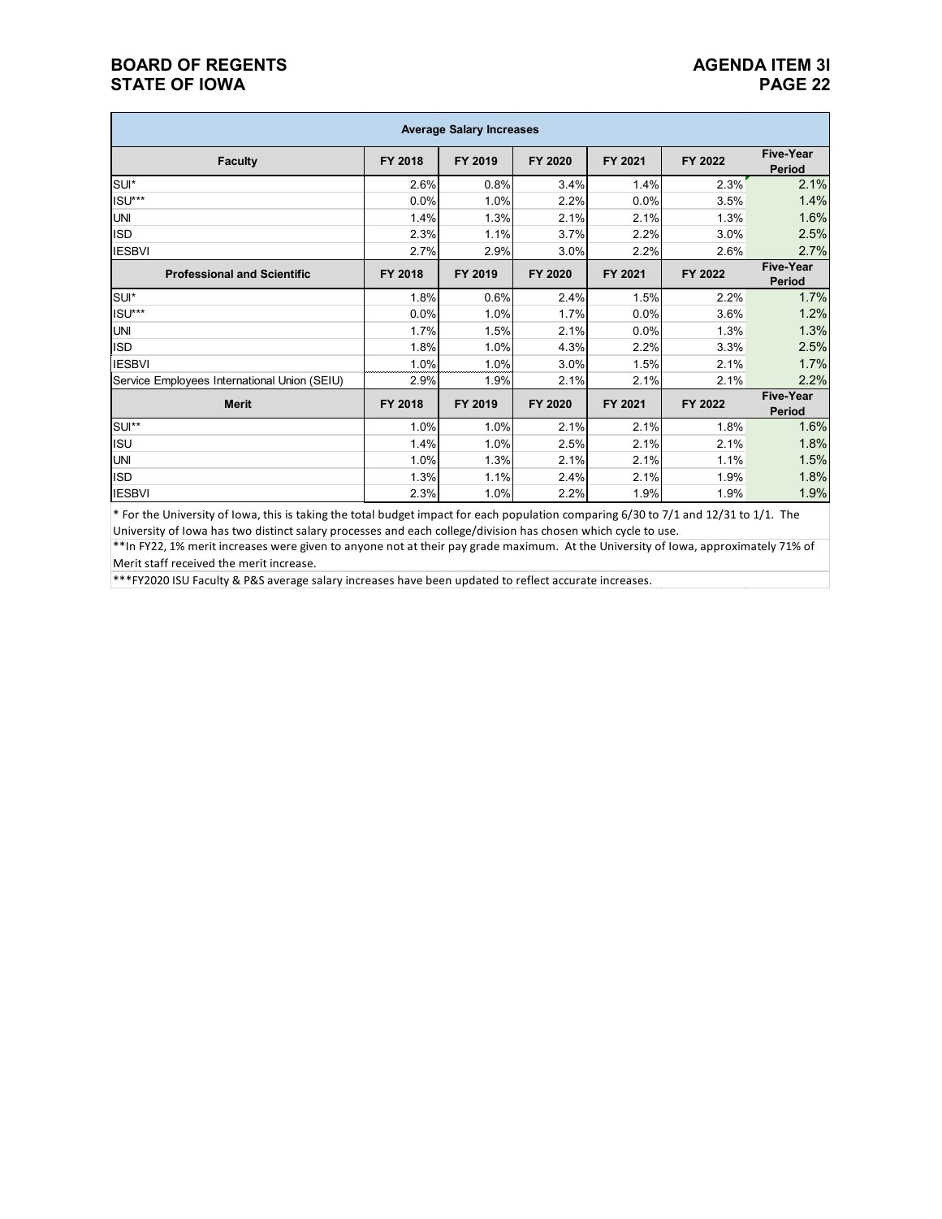| Average Salary Increases | | | | | | |
|---|---|---|---|---|---|---|
| **Faculty** | **FY 2018** | **FY 2019** | **FY 2020** | **FY 2021** | **FY 2022** | **Five-Year Period** |
| SUI* | 2.6% | 0.8% | 3.4% | 1.4% | 2.3% | 2.1% |
| ISU*** | 0.0% | 1.0% | 2.2% | 0.0% | 3.5% | 1.4% |
| UNI | 1.4% | 1.3% | 2.1% | 2.1% | 1.3% | 1.6% |
| ISD | 2.3% | 1.1% | 3.7% | 2.2% | 3.0% | 2.5% |
| IESBVI | 2.7% | 2.9% | 3.0% | 2.2% | 2.6% | 2.7% |
| **Professional and Scientific** | **FY 2018** | **FY 2019** | **FY 2020** | **FY 2021** | **FY 2022** | **Five-Year Period** |
| SUI* | 1.8% | 0.6% | 2.4% | 1.5% | 2.2% | 1.7% |
| ISU*** | 0.0% | 1.0% | 1.7% | 0.0% | 3.6% | 1.2% |
| UNI | 1.7% | 1.5% | 2.1% | 0.0% | 1.3% | 1.3% |
| ISD | 1.8% | 1.0% | 4.3% | 2.2% | 3.3% | 2.5% |
| IESBVI | 1.0% | 1.0% | 3.0% | 1.5% | 2.1% | 1.7% |
| Service Employees International Union (SEIU) | 2.9% | 1.9% | 2.1% | 2.1% | 2.1% | 2.2% |
| **Merit** | **FY 2018** | **FY 2019** | **FY 2020** | **FY 2021** | **FY 2022** | **Five-Year Period** |
| SUI** | 1.0% | 1.0% | 2.1% | 2.1% | 1.8% | 1.6% |
| ISU | 1.4% | 1.0% | 2.5% | 2.1% | 2.1% | 1.8% |
| UNI | 1.0% | 1.3% | 2.1% | 2.1% | 1.1% | 1.5% |
| ISD | 1.3% | 1.1% | 2.4% | 2.1% | 1.9% | 1.8% |
| IESBVI | 2.3% | 1.0% | 2.2% | 1.9% | 1.9% | 1.9% |

* For the University of Iowa, this is taking the total budget impact for each population comparing 6/30 to 7/1 and 12/31 to 1/1. The University of Iowa has two distinct salary processes and each college/division has chosen which cycle to use.

**In FY22, 1% merit increases were given to anyone not at their pay grade maximum. At the University of Iowa, approximately 71% of Merit staff received the merit increase.

***FY2020 ISU Faculty & P&S average salary increases have been updated to reflect accurate increases.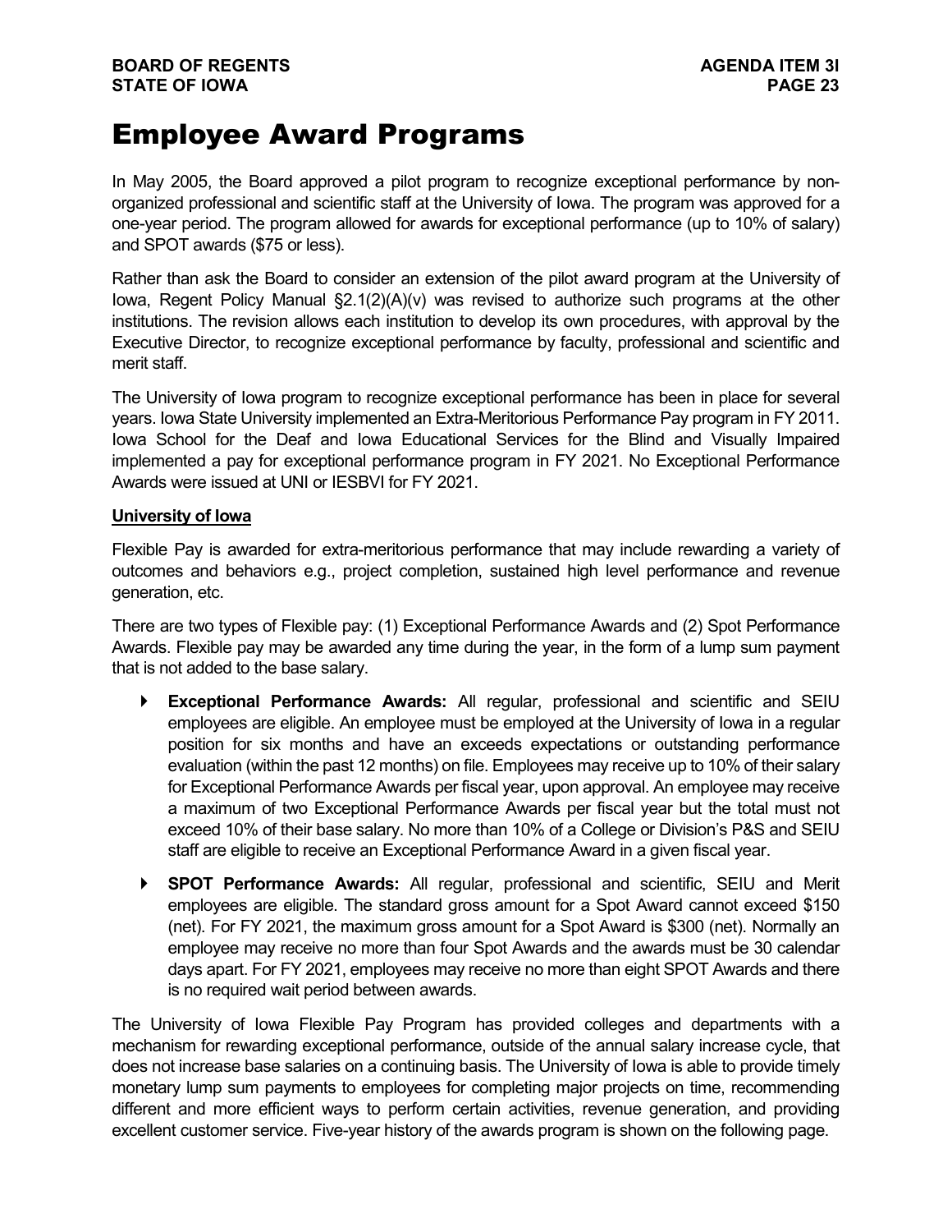# Employee Award Programs

In May 2005, the Board approved a pilot program to recognize exceptional performance by non-organized professional and scientific staff at the University of Iowa. The program was approved for a one-year period. The program allowed for awards for exceptional performance (up to 10% of salary) and SPOT awards ($75 or less).

Rather than ask the Board to consider an extension of the pilot award program at the University of Iowa, Regent Policy Manual §2.1(2)(A)(v) was revised to authorize such programs at the other institutions. The revision allows each institution to develop its own procedures, with approval by the Executive Director, to recognize exceptional performance by faculty, professional and scientific and merit staff.

The University of Iowa program to recognize exceptional performance has been in place for several years. Iowa State University implemented an Extra-Meritorious Performance Pay program in FY 2011. Iowa School for the Deaf and Iowa Educational Services for the Blind and Visually Impaired implemented a pay for exceptional performance program in FY 2021. No Exceptional Performance Awards were issued at UNI or IESBVI for FY 2021.

**University of Iowa**

Flexible Pay is awarded for extra-meritorious performance that may include rewarding a variety of outcomes and behaviors e.g., project completion, sustained high level performance and revenue generation, etc.

There are two types of Flexible pay: (1) Exceptional Performance Awards and (2) Spot Performance Awards. Flexible pay may be awarded any time during the year, in the form of a lump sum payment that is not added to the base salary.

- **Exceptional Performance Awards:** All regular, professional and scientific and SEIU employees are eligible. An employee must be employed at the University of Iowa in a regular position for six months and have an exceeds expectations or outstanding performance evaluation (within the past 12 months) on file. Employees may receive up to 10% of their salary for Exceptional Performance Awards per fiscal year, upon approval. An employee may receive a maximum of two Exceptional Performance Awards per fiscal year but the total must not exceed 10% of their base salary. No more than 10% of a College or Division's P&S and SEIU staff are eligible to receive an Exceptional Performance Award in a given fiscal year.
- **SPOT Performance Awards:** All regular, professional and scientific, SEIU and Merit employees are eligible. The standard gross amount for a Spot Award cannot exceed $150 (net). For FY 2021, the maximum gross amount for a Spot Award is $300 (net). Normally an employee may receive no more than four Spot Awards and the awards must be 30 calendar days apart. For FY 2021, employees may receive no more than eight SPOT Awards and there is no required wait period between awards.

The University of Iowa Flexible Pay Program has provided colleges and departments with a mechanism for rewarding exceptional performance, outside of the annual salary increase cycle, that does not increase base salaries on a continuing basis. The University of Iowa is able to provide timely monetary lump sum payments to employees for completing major projects on time, recommending different and more efficient ways to perform certain activities, revenue generation, and providing excellent customer service. Five-year history of the awards program is shown on the following page.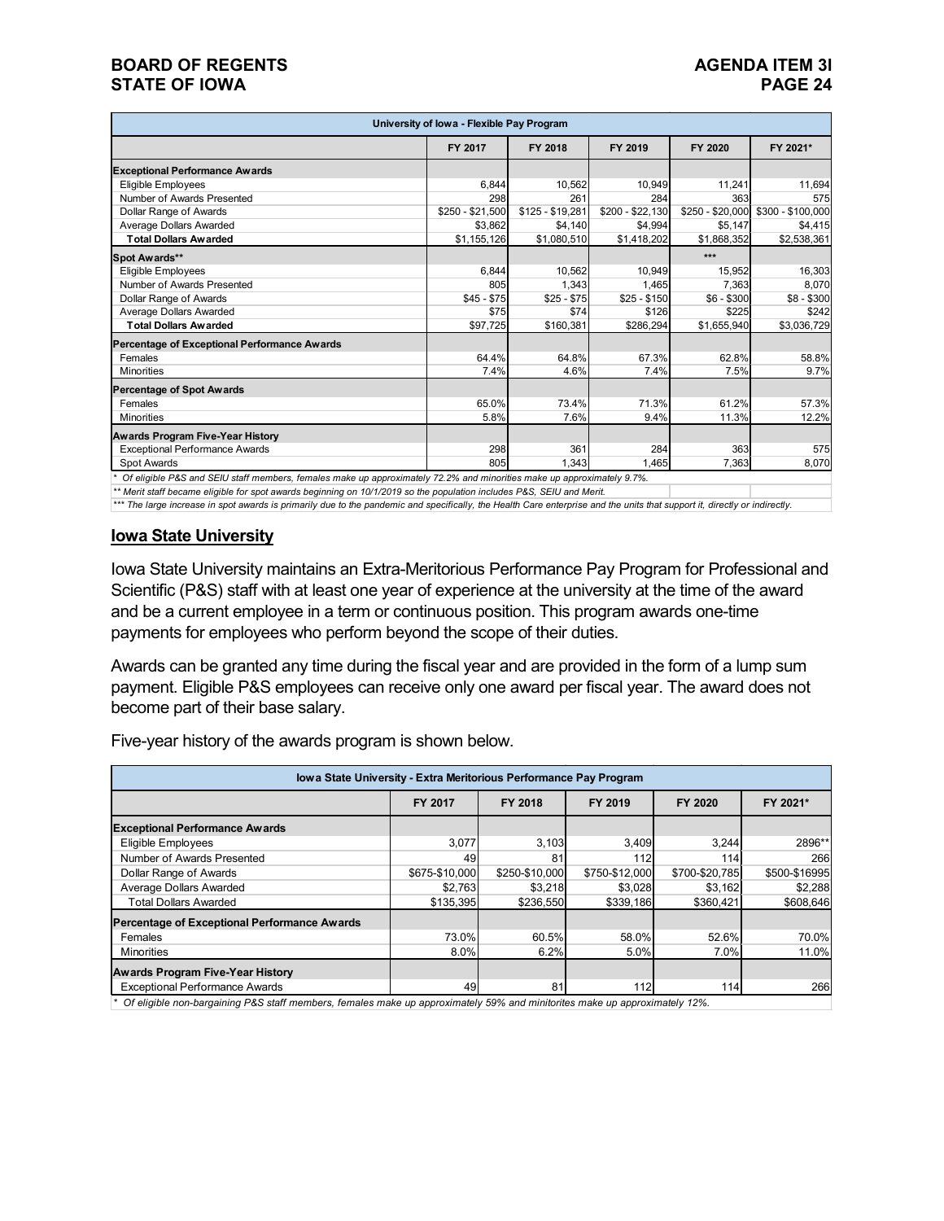| University of Iowa - Flexible Pay Program | | | | | |
|---|---|---|---|---|---|
| | FY 2017 | FY 2018 | FY 2019 | FY 2020 | FY 2021* |
| **Exceptional Performance Awards** | | | | | |
| Eligible Employees | 6,844 | 10,562 | 10,949 | 11,241 | 11,694 |
| Number of Awards Presented | 298 | 261 | 284 | 363 | 575 |
| Dollar Range of Awards | $250 - $21,500 | $125 - $19,281 | $200 - $22,130 | $250 - $20,000 | $300 - $100,000 |
| Average Dollars Awarded | $3,862 | $4,140 | $4,994 | $5,147 | $4,415 |
| **Total Dollars Awarded** | $1,155,126 | $1,080,510 | $1,418,202 | $1,868,352 | $2,538,361 |
| **Spot Awards**** | | | | *** | |
| Eligible Employees | 6,844 | 10,562 | 10,949 | 15,952 | 16,303 |
| Number of Awards Presented | 805 | 1,343 | 1,465 | 7,363 | 8,070 |
| Dollar Range of Awards | $45 - $75 | $25 - $75 | $25 - $150 | $6 - $300 | $8 - $300 |
| Average Dollars Awarded | $75 | $74 | $126 | $225 | $242 |
| **Total Dollars Awarded** | $97,725 | $160,381 | $286,294 | $1,655,940 | $3,036,729 |
| **Percentage of Exceptional Performance Awards** | | | | | |
| Females | 64.4% | 64.8% | 67.3% | 62.8% | 58.8% |
| Minorities | 7.4% | 4.6% | 7.4% | 7.5% | 9.7% |
| **Percentage of Spot Awards** | | | | | |
| Females | 65.0% | 73.4% | 71.3% | 61.2% | 57.3% |
| Minorities | 5.8% | 7.6% | 9.4% | 11.3% | 12.2% |
| **Awards Program Five-Year History** | | | | | |
| Exceptional Performance Awards | 298 | 361 | 284 | 363 | 575 |
| Spot Awards | 805 | 1,343 | 1,465 | 7,363 | 8,070 |

*\* Of eligible P&S and SEIU staff members, females make up approximately 72.2% and minorities make up approximately 9.7%.*

*\*\* Merit staff became eligible for spot awards beginning on 10/1/2019 so the population includes P&S, SEIU and Merit.*

*\*\*\* The large increase in spot awards is primarily due to the pandemic and specifically, the Health Care enterprise and the units that support it, directly or indirectly.*

## Iowa State University

Iowa State University maintains an Extra-Meritorious Performance Pay Program for Professional and Scientific (P&S) staff with at least one year of experience at the university at the time of the award and be a current employee in a term or continuous position. This program awards one-time payments for employees who perform beyond the scope of their duties.

Awards can be granted any time during the fiscal year and are provided in the form of a lump sum payment. Eligible P&S employees can receive only one award per fiscal year. The award does not become part of their base salary.

Five-year history of the awards program is shown below.

| Iowa State University - Extra Meritorious Performance Pay Program | | | | | |
|---|---|---|---|---|---|
| | FY 2017 | FY 2018 | FY 2019 | FY 2020 | FY 2021* |
| **Exceptional Performance Awards** | | | | | |
| Eligible Employees | 3,077 | 3,103 | 3,409 | 3,244 | 2896** |
| Number of Awards Presented | 49 | 81 | 112 | 114 | 266 |
| Dollar Range of Awards | $675-$10,000 | $250-$10,000 | $750-$12,000 | $700-$20,785 | $500-$16995 |
| Average Dollars Awarded | $2,763 | $3,218 | $3,028 | $3,162 | $2,288 |
| Total Dollars Awarded | $135,395 | $236,550 | $339,186 | $360,421 | $608,646 |
| **Percentage of Exceptional Performance Awards** | | | | | |
| Females | 73.0% | 60.5% | 58.0% | 52.6% | 70.0% |
| Minorities | 8.0% | 6.2% | 5.0% | 7.0% | 11.0% |
| **Awards Program Five-Year History** | | | | | |
| Exceptional Performance Awards | 49 | 81 | 112 | 114 | 266 |

*\* Of eligible non-bargaining P&S staff members, females make up approximately 59% and minitorites make up approximately 12%.*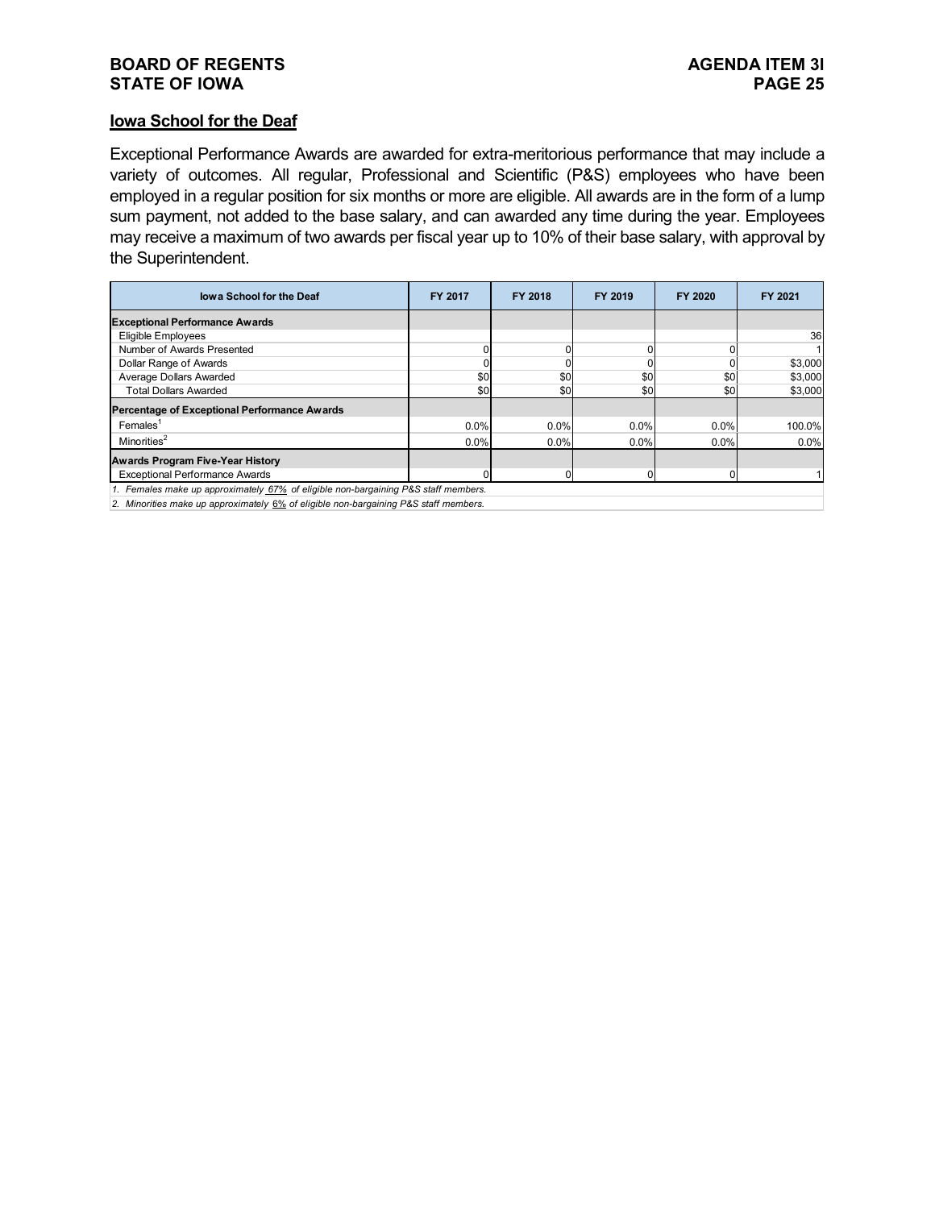## Iowa School for the Deaf

Exceptional Performance Awards are awarded for extra-meritorious performance that may include a variety of outcomes. All regular, Professional and Scientific (P&S) employees who have been employed in a regular position for six months or more are eligible. All awards are in the form of a lump sum payment, not added to the base salary, and can awarded any time during the year. Employees may receive a maximum of two awards per fiscal year up to 10% of their base salary, with approval by the Superintendent.

| Iowa School for the Deaf | FY 2017 | FY 2018 | FY 2019 | FY 2020 | FY 2021 |
|---|---|---|---|---|---|
| **Exceptional Performance Awards** | | | | | |
| Eligible Employees | | | | | 36 |
| Number of Awards Presented | 0 | 0 | 0 | 0 | 1 |
| Dollar Range of Awards | 0 | 0 | 0 | 0 | $3,000 |
| Average Dollars Awarded | $0 | $0 | $0 | $0 | $3,000 |
| Total Dollars Awarded | $0 | $0 | $0 | $0 | $3,000 |
| **Percentage of Exceptional Performance Awards** | | | | | |
| Females[1] | 0.0% | 0.0% | 0.0% | 0.0% | 100.0% |
| Minorities[2] | 0.0% | 0.0% | 0.0% | 0.0% | 0.0% |
| **Awards Program Five-Year History** | | | | | |
| Exceptional Performance Awards | 0 | 0 | 0 | 0 | 1 |

*1. Females make up approximately 67% of eligible non-bargaining P&S staff members.*

*2. Minorities make up approximately 6% of eligible non-bargaining P&S staff members.*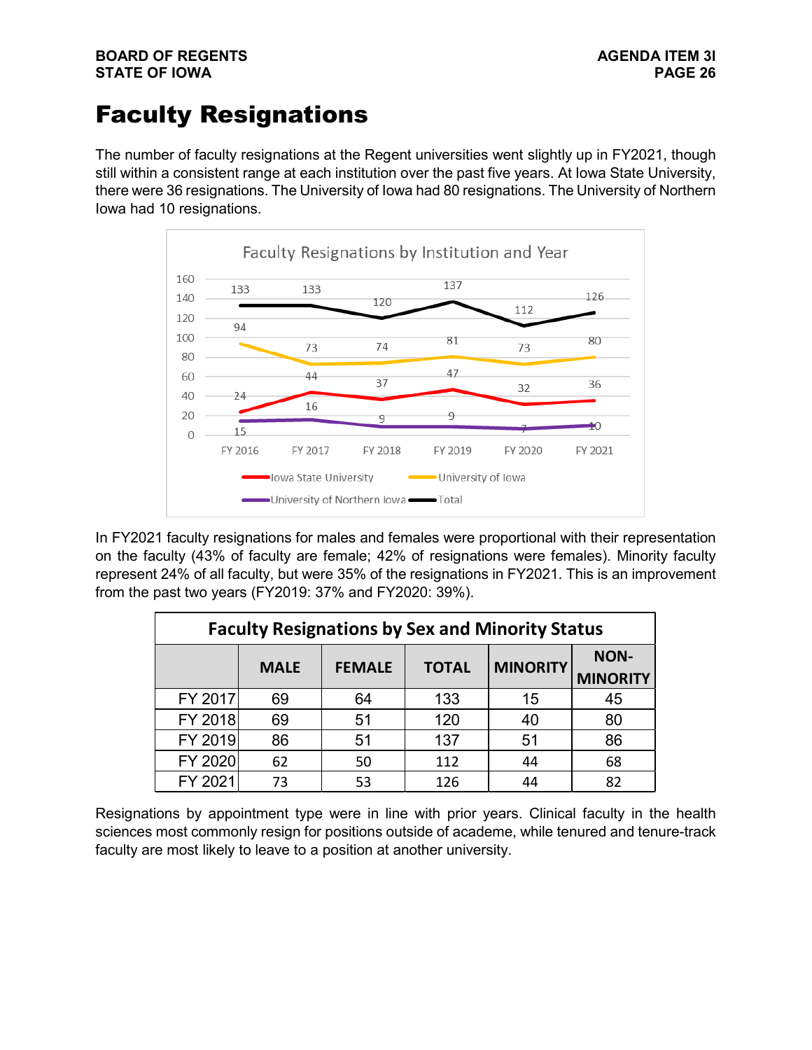# Faculty Resignations

The number of faculty resignations at the Regent universities went slightly up in FY2021, though still within a consistent range at each institution over the past five years. At Iowa State University, there were 36 resignations. The University of Iowa had 80 resignations. The University of Northern Iowa had 10 resignations.

Faculty Resignations by Institution and Year

| | FY 2016 | FY 2017 | FY 2018 | FY 2019 | FY 2020 | FY 2021 |
|---|---|---|---|---|---|---|
| Iowa State University | 24 | 44 | 37 | 47 | 32 | 36 |
| University of Iowa | 94 | 73 | 74 | 81 | 73 | 80 |
| University of Northern Iowa | 15 | 16 | 9 | 9 | 7 | 10 |
| Total | 133 | 133 | 120 | 137 | 112 | 126 |

In FY2021 faculty resignations for males and females were proportional with their representation on the faculty (43% of faculty are female; 42% of resignations were females). Minority faculty represent 24% of all faculty, but were 35% of the resignations in FY2021. This is an improvement from the past two years (FY2019: 37% and FY2020: 39%).

**Faculty Resignations by Sex and Minority Status**

| | MALE | FEMALE | TOTAL | MINORITY | NON-MINORITY |
|---|---|---|---|---|---|
| FY 2017 | 69 | 64 | 133 | 15 | 45 |
| FY 2018 | 69 | 51 | 120 | 40 | 80 |
| FY 2019 | 86 | 51 | 137 | 51 | 86 |
| FY 2020 | 62 | 50 | 112 | 44 | 68 |
| FY 2021 | 73 | 53 | 126 | 44 | 82 |

Resignations by appointment type were in line with prior years. Clinical faculty in the health sciences most commonly resign for positions outside of academe, while tenured and tenure-track faculty are most likely to leave to a position at another university.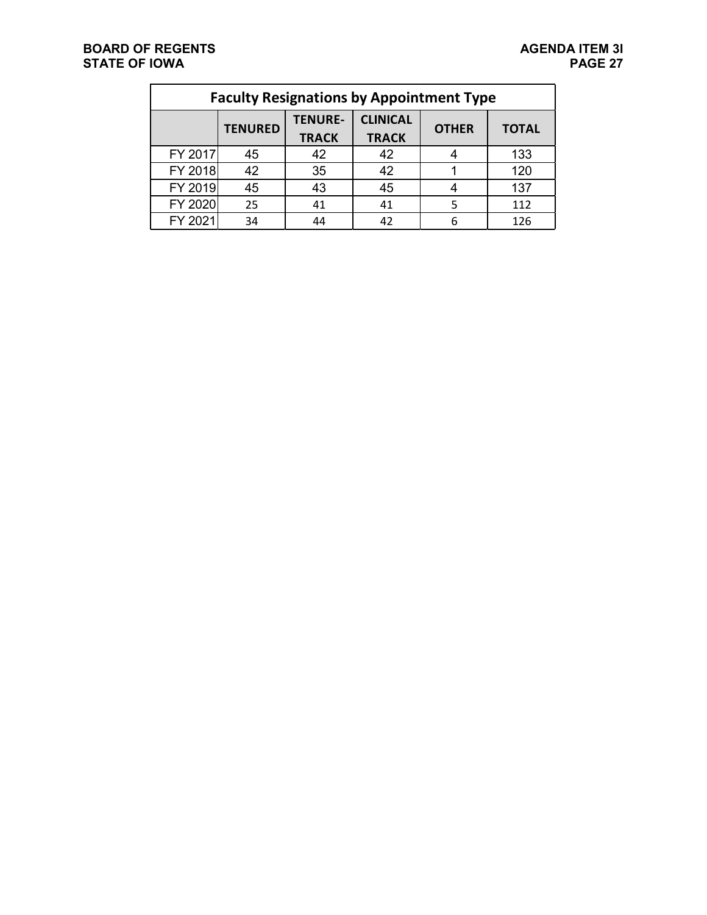| Faculty Resignations by Appointment Type | | | | | |
|---|---|---|---|---|---|
| | TENURED | TENURE-TRACK | CLINICAL TRACK | OTHER | TOTAL |
| FY 2017 | 45 | 42 | 42 | 4 | 133 |
| FY 2018 | 42 | 35 | 42 | 1 | 120 |
| FY 2019 | 45 | 43 | 45 | 4 | 137 |
| FY 2020 | 25 | 41 | 41 | 5 | 112 |
| FY 2021 | 34 | 44 | 42 | 6 | 126 |